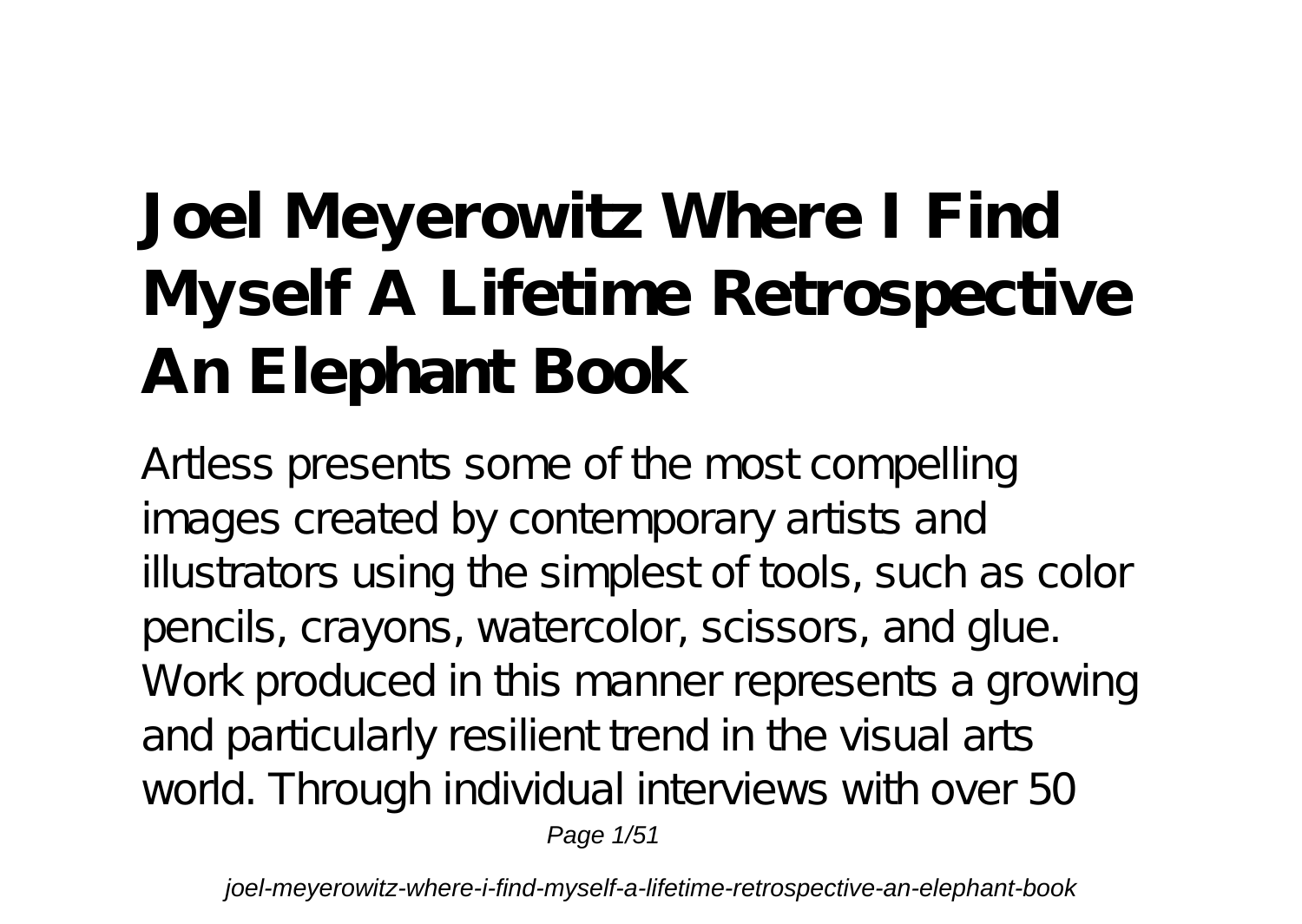# Joel Meyerowitz Where I Find Myself A Lifetime Retrospective An Elephant Book

Artless presents some of the most compelling images created by contemporary artists and illustrators using the simplest of tools, such as color pencils, crayons, watercolor, scissors, and glue. Work produced in this manner represents a growing and particularly resilient trend in the visual arts world. Through individual interviews with over 50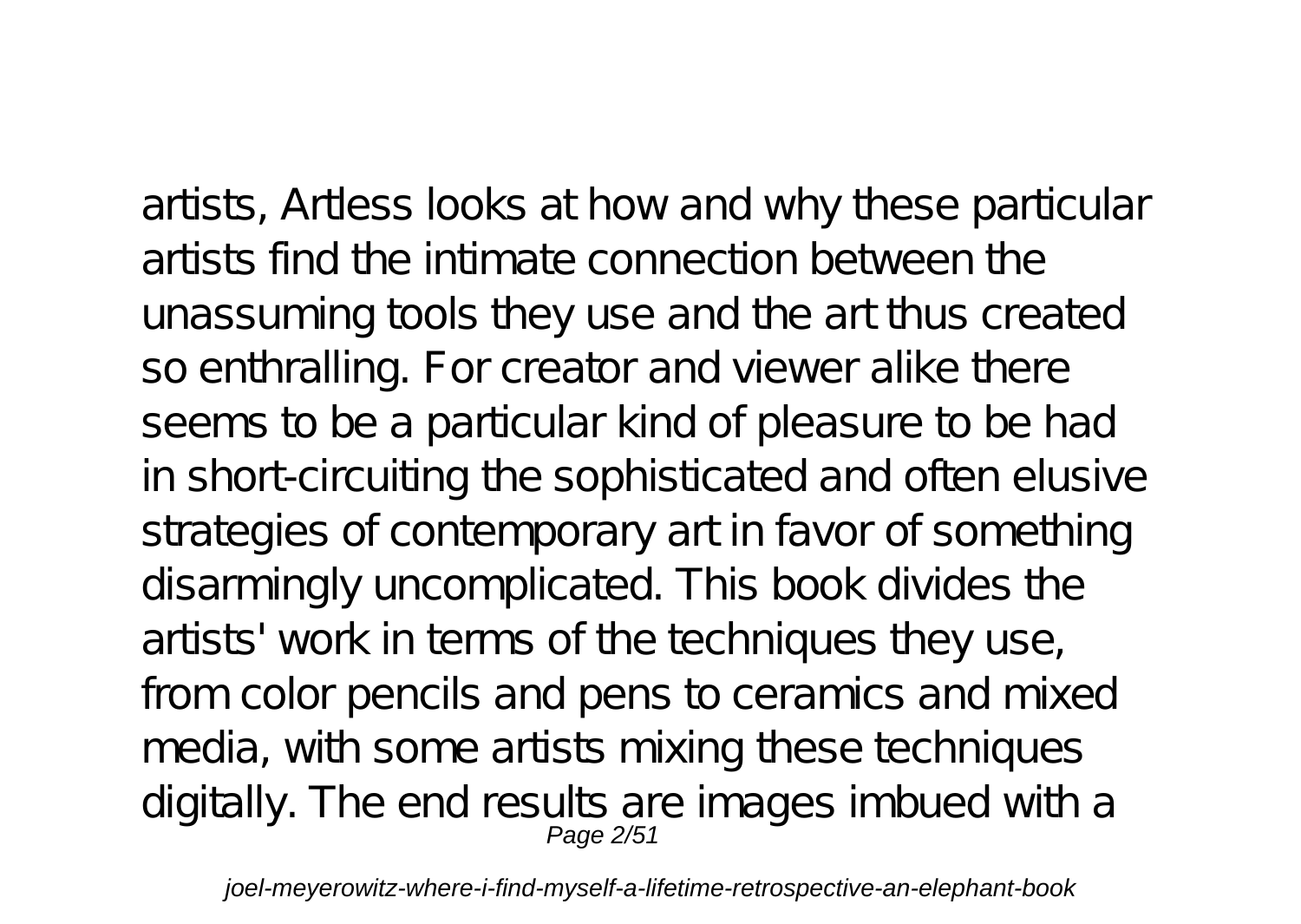artists, Artless looks at how and why these particular artists find the intimate connection between the unassuming tools they use and the art thus created so enthralling. For creator and viewer alike there seems to be a particular kind of pleasure to be had in short-circuiting the sophisticated and often elusive strategies of contemporary art in favor of something disarmingly uncomplicated. This book divides the artists' work in terms of the techniques they use, from color pencils and pens to ceramics and mixed media, with some artists mixing these techniques digitally. The end results are images imbued with a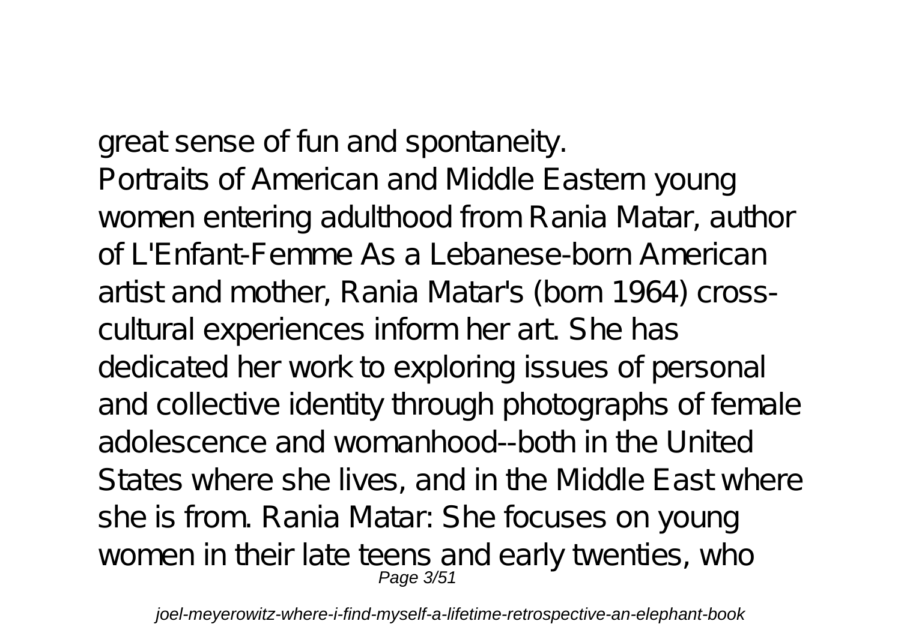great sense of fun and spontaneity.

Portraits of American and Middle Eastern young women entering adulthood from Rania Matar, author of L'Enfant-Femme As a Lebanese-born American artist and mother, Rania Matar's (born 1964) cross-cultural experiences inform her art. She has dedicated her work to exploring issues of personal and collective identity through photographs of female adolescence and womanhood--both in the United States where she lives, and in the Middle East where she is from. Rania Matar: She focuses on young women in their late teens and early twenties, who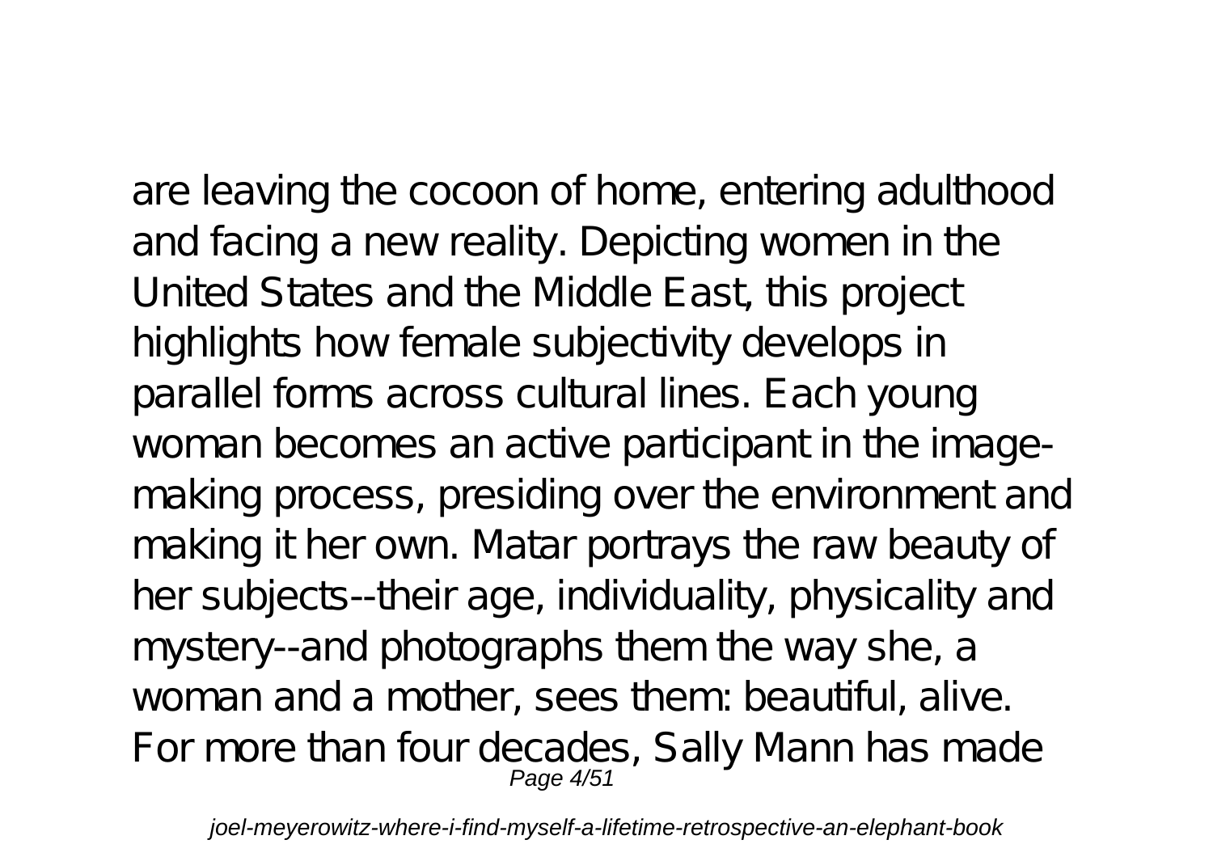are leaving the cocoon of home, entering adulthood and facing a new reality. Depicting women in the United States and the Middle East, this project highlights how female subjectivity develops in parallel forms across cultural lines. Each young woman becomes an active participant in the image-making process, presiding over the environment and making it her own. Matar portrays the raw beauty of her subjects--their age, individuality, physicality and mystery--and photographs them the way she, a woman and a mother, sees them: beautiful, alive.

For more than four decades, Sally Mann has made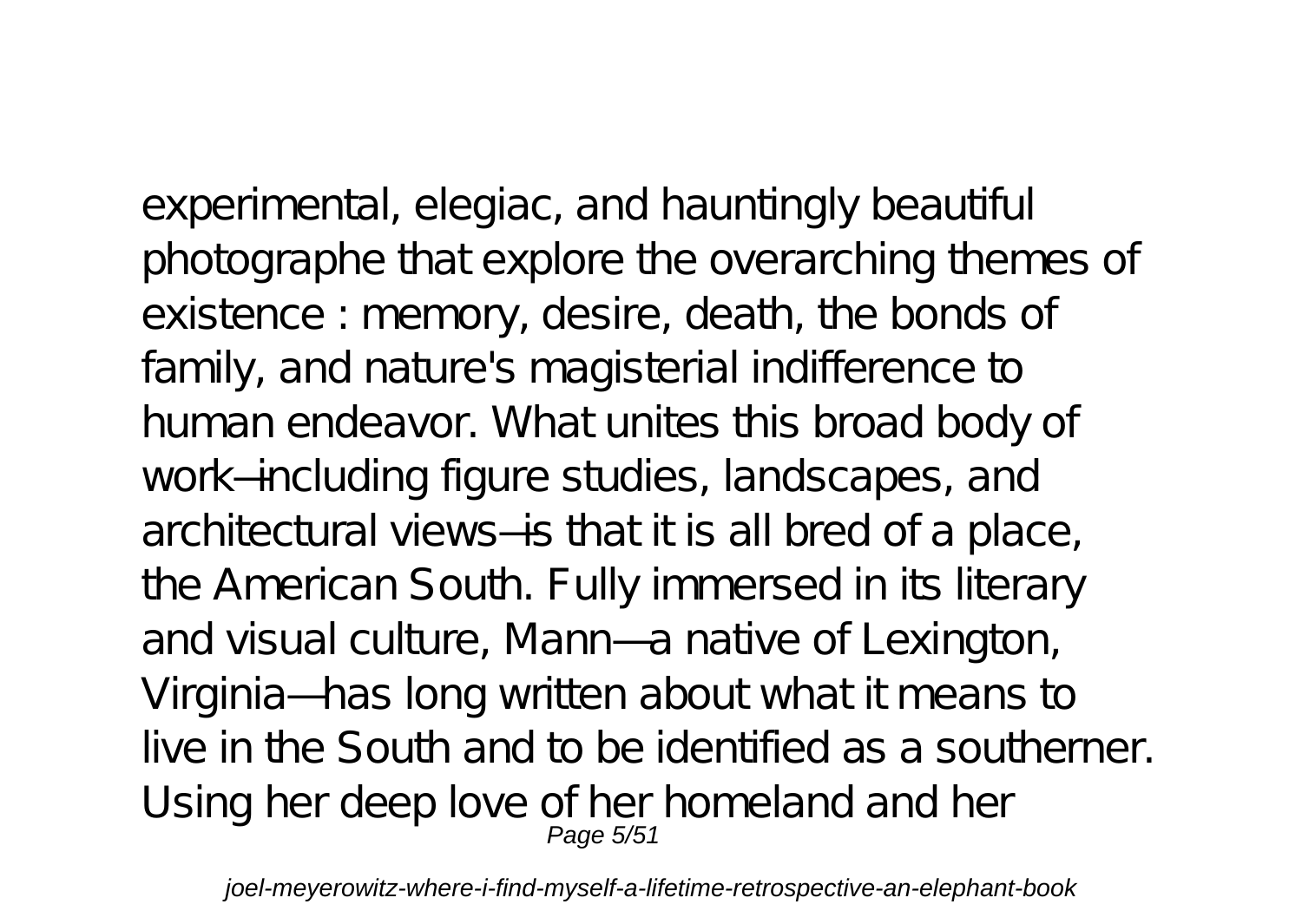experimental, elegiac, and hauntingly beautiful photographe that explore the overarching themes of existence : memory, desire, death, the bonds of family, and nature's magisterial indifference to human endeavor. What unites this broad body of work—including figure studies, landscapes, and architectural views—is that it is all bred of a place, the American South. Fully immersed in its literary and visual culture, Mann—a native of Lexington, Virginia—has long written about what it means to live in the South and to be identified as a southerner. Using her deep love of her homeland and her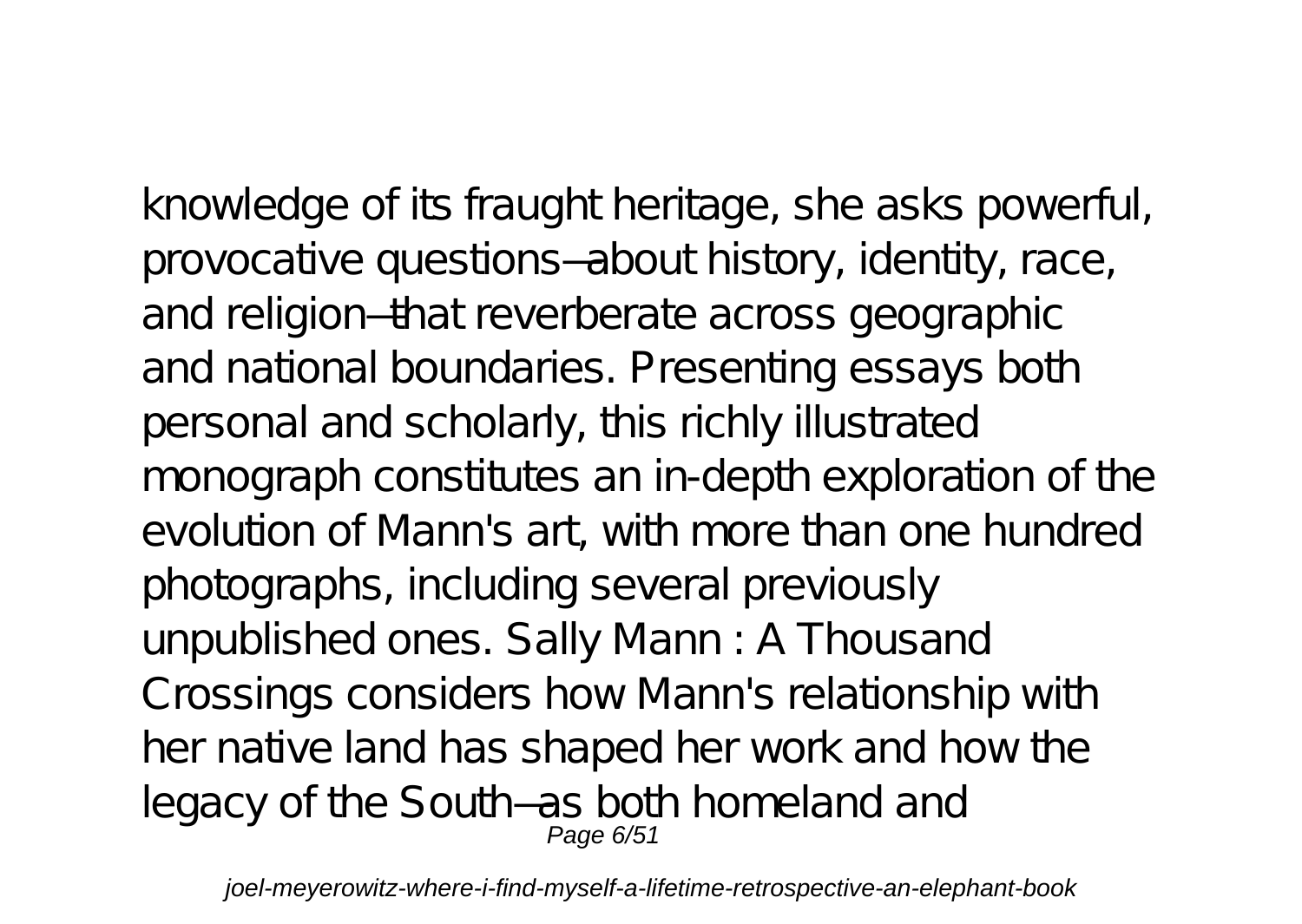knowledge of its fraught heritage, she asks powerful, provocative questions—about history, identity, race, and religion—that reverberate across geographic and national boundaries. Presenting essays both personal and scholarly, this richly illustrated monograph constitutes an in-depth exploration of the evolution of Mann's art, with more than one hundred photographs, including several previously unpublished ones. Sally Mann : A Thousand Crossings considers how Mann's relationship with her native land has shaped her work and how the legacy of the South—as both homeland and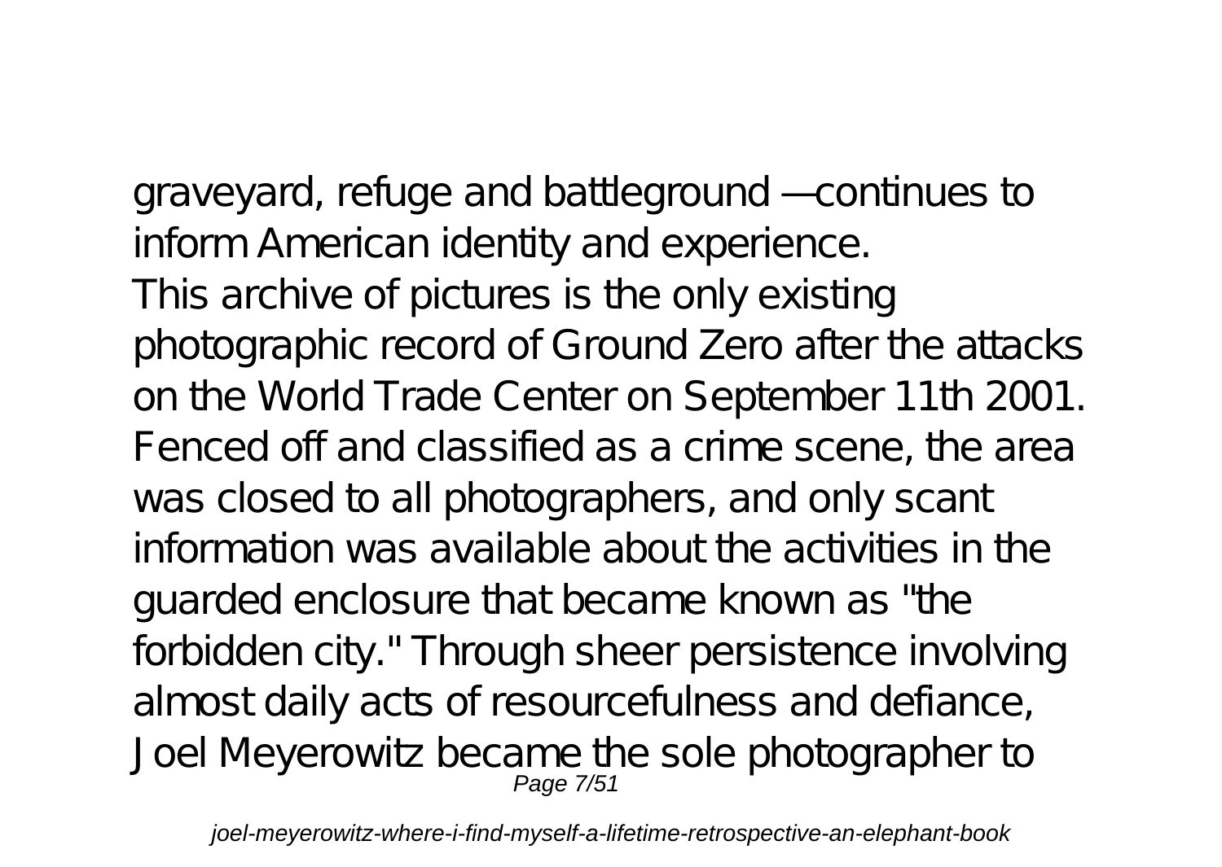graveyard, refuge and battleground —continues to inform American identity and experience.

This archive of pictures is the only existing photographic record of Ground Zero after the attacks on the World Trade Center on September 11th 2001. Fenced off and classified as a crime scene, the area was closed to all photographers, and only scant information was available about the activities in the guarded enclosure that became known as "the forbidden city." Through sheer persistence involving almost daily acts of resourcefulness and defiance, Joel Meyerowitz became the sole photographer to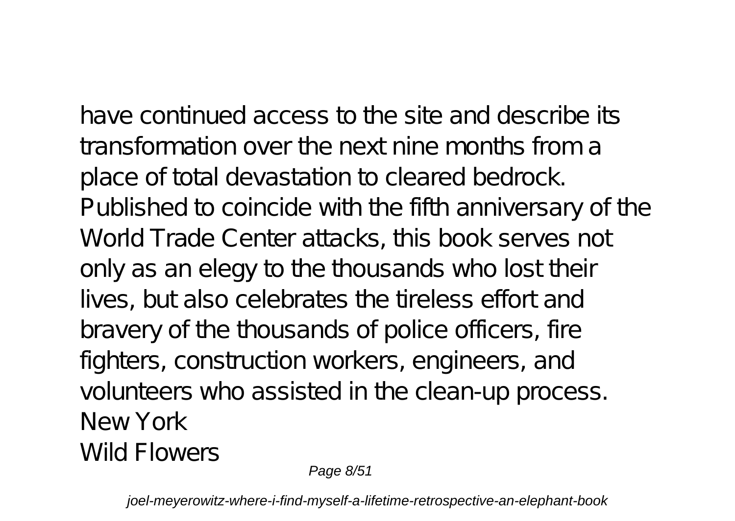have continued access to the site and describe its transformation over the next nine months from a place of total devastation to cleared bedrock. Published to coincide with the fifth anniversary of the World Trade Center attacks, this book serves not only as an elegy to the thousands who lost their lives, but also celebrates the tireless effort and bravery of the thousands of police officers, fire fighters, construction workers, engineers, and volunteers who assisted in the clean-up process.

New York

Wild Flowers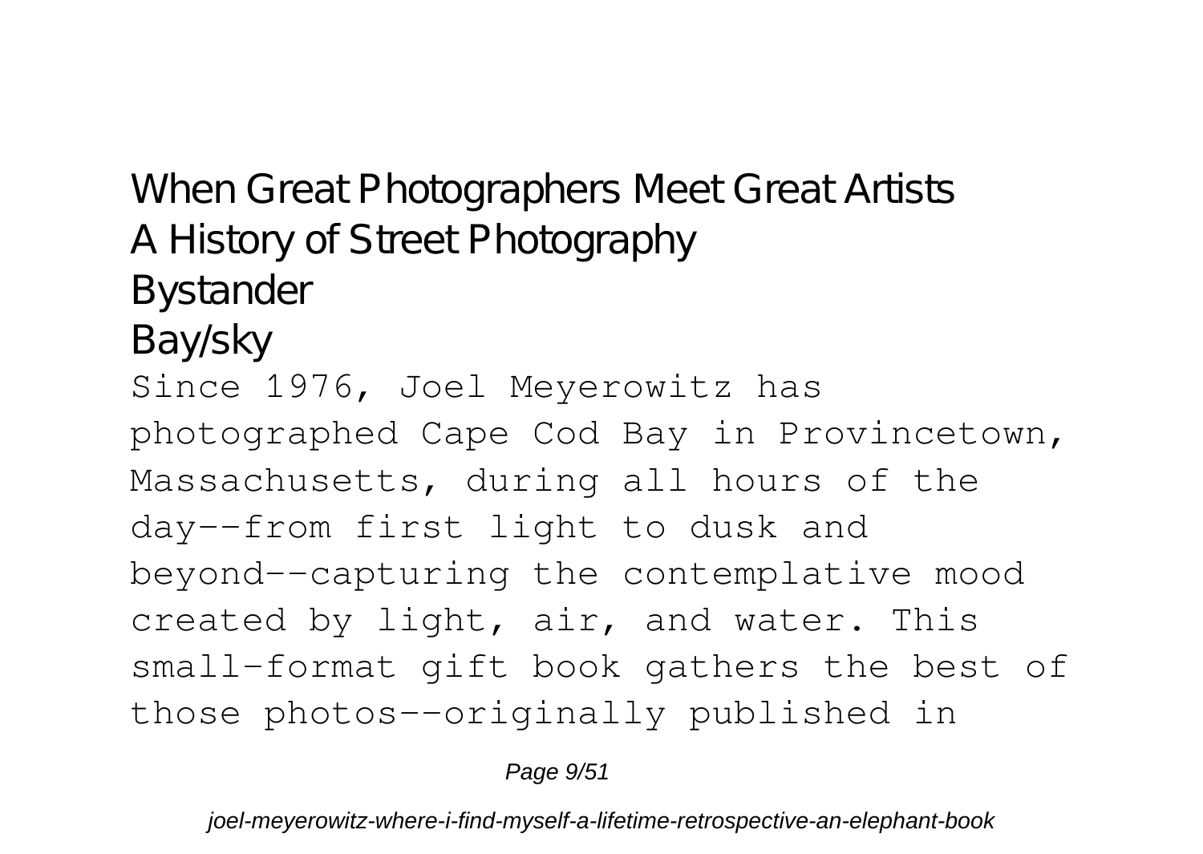## When Great Photographers Meet Great Artists
## A History of Street Photography
## Bystander
## Bay/sky

Since 1976, Joel Meyerowitz has photographed Cape Cod Bay in Provincetown, Massachusetts, during all hours of the day--from first light to dusk and beyond--capturing the contemplative mood created by light, air, and water. This small-format gift book gathers the best of those photos--originally published in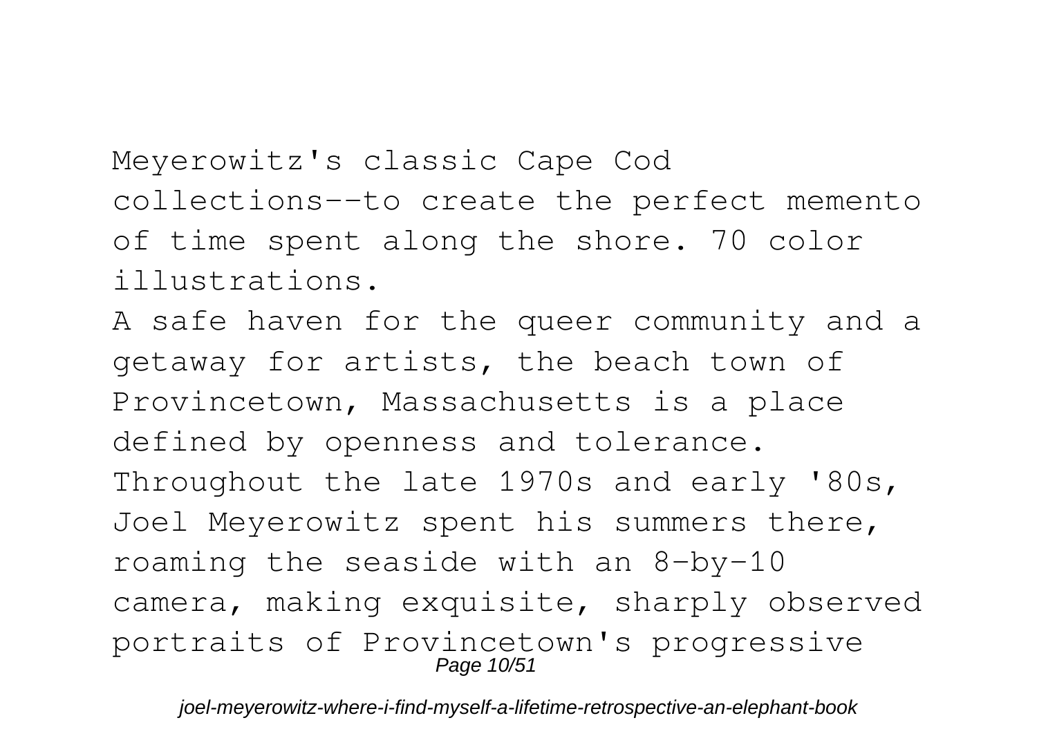Meyerowitz's classic Cape Cod collections--to create the perfect memento of time spent along the shore. 70 color illustrations.

A safe haven for the queer community and a getaway for artists, the beach town of Provincetown, Massachusetts is a place defined by openness and tolerance. Throughout the late 1970s and early '80s, Joel Meyerowitz spent his summers there, roaming the seaside with an 8-by-10 camera, making exquisite, sharply observed portraits of Provincetown's progressive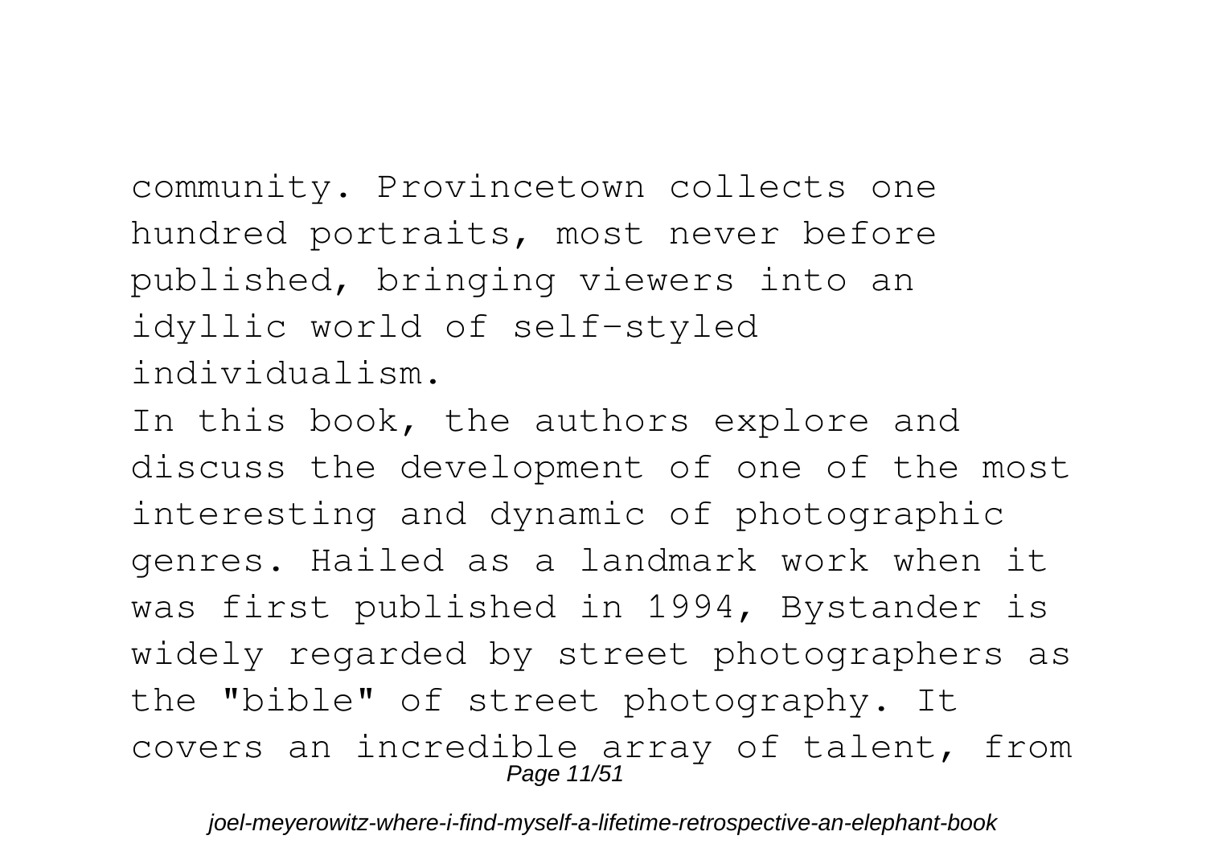community. Provincetown collects one hundred portraits, most never before published, bringing viewers into an idyllic world of self-styled individualism.

In this book, the authors explore and discuss the development of one of the most interesting and dynamic of photographic genres. Hailed as a landmark work when it was first published in 1994, Bystander is widely regarded by street photographers as the "bible" of street photography. It covers an incredible array of talent, from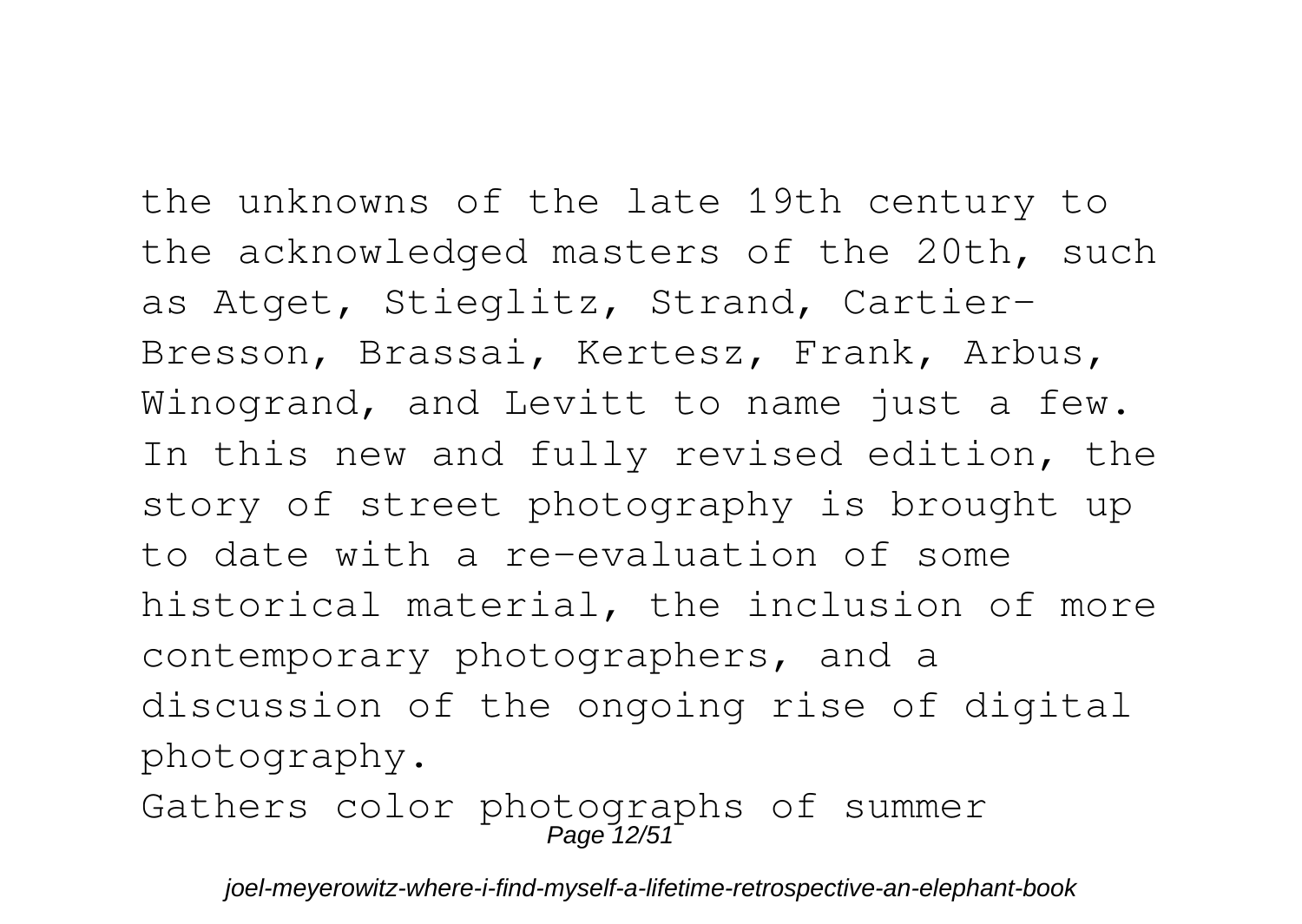the unknowns of the late 19th century to the acknowledged masters of the 20th, such as Atget, Stieglitz, Strand, Cartier-Bresson, Brassai, Kertesz, Frank, Arbus, Winogrand, and Levitt to name just a few. In this new and fully revised edition, the story of street photography is brought up to date with a re-evaluation of some historical material, the inclusion of more contemporary photographers, and a discussion of the ongoing rise of digital photography.

Gathers color photographs of summer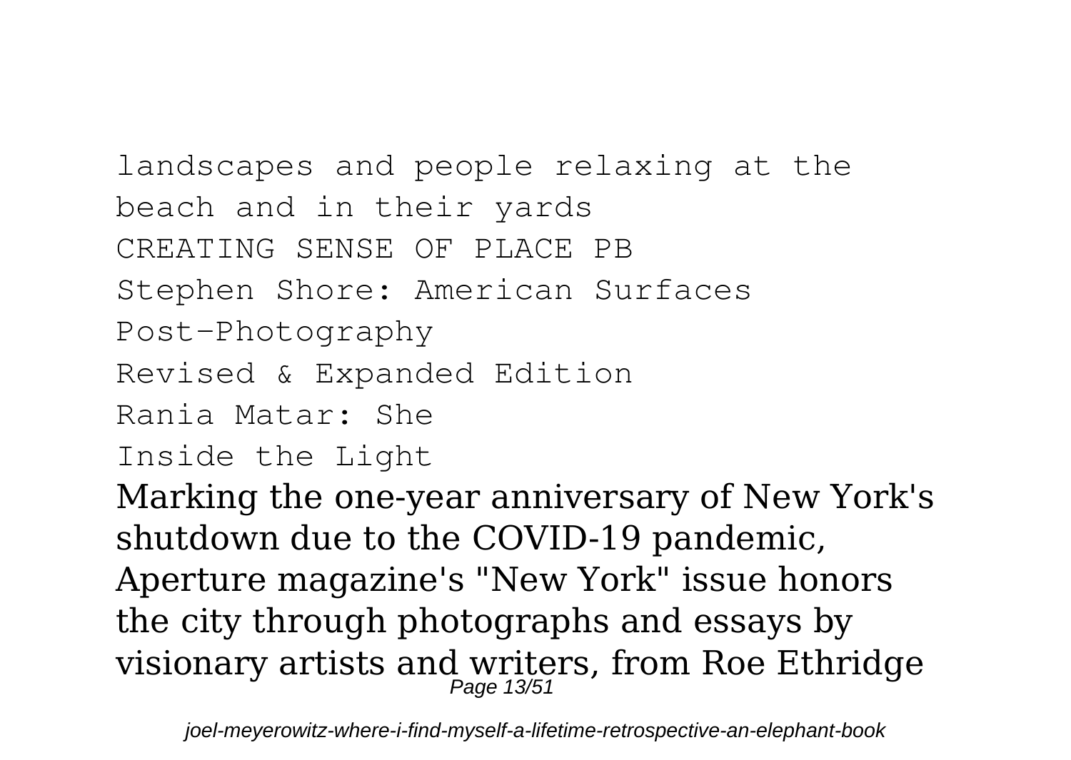landscapes and people relaxing at the beach and in their yards

CREATING SENSE OF PLACE PB

Stephen Shore: American Surfaces

Post-Photography

Revised & Expanded Edition

Rania Matar: She

Inside the Light

Marking the one-year anniversary of New York's shutdown due to the COVID-19 pandemic, Aperture magazine's "New York" issue honors the city through photographs and essays by visionary artists and writers, from Roe Ethridge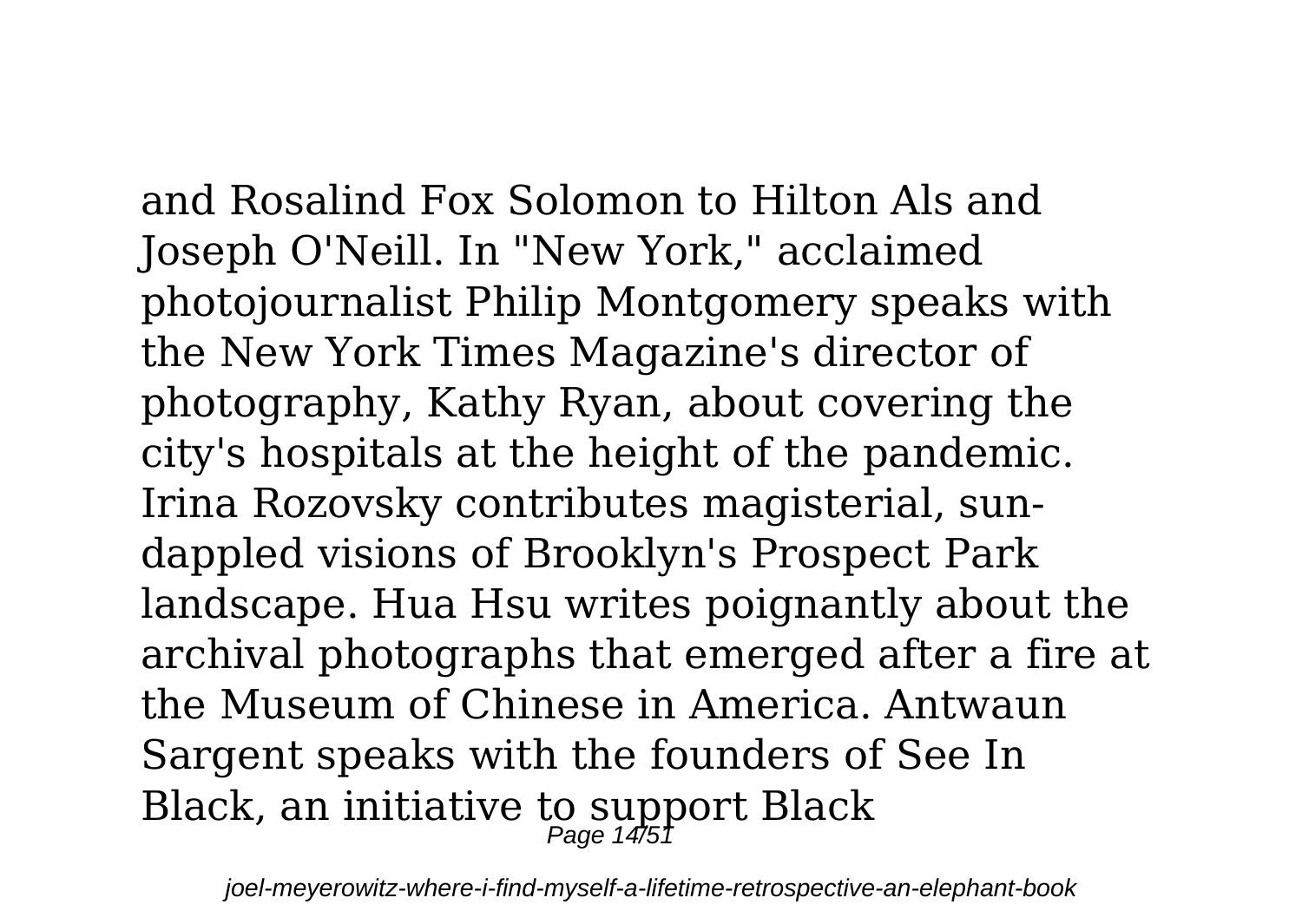and Rosalind Fox Solomon to Hilton Als and Joseph O'Neill. In "New York," acclaimed photojournalist Philip Montgomery speaks with the New York Times Magazine's director of photography, Kathy Ryan, about covering the city's hospitals at the height of the pandemic. Irina Rozovsky contributes magisterial, sun-dappled visions of Brooklyn's Prospect Park landscape. Hua Hsu writes poignantly about the archival photographs that emerged after a fire at the Museum of Chinese in America. Antwaun Sargent speaks with the founders of See In Black, an initiative to support Black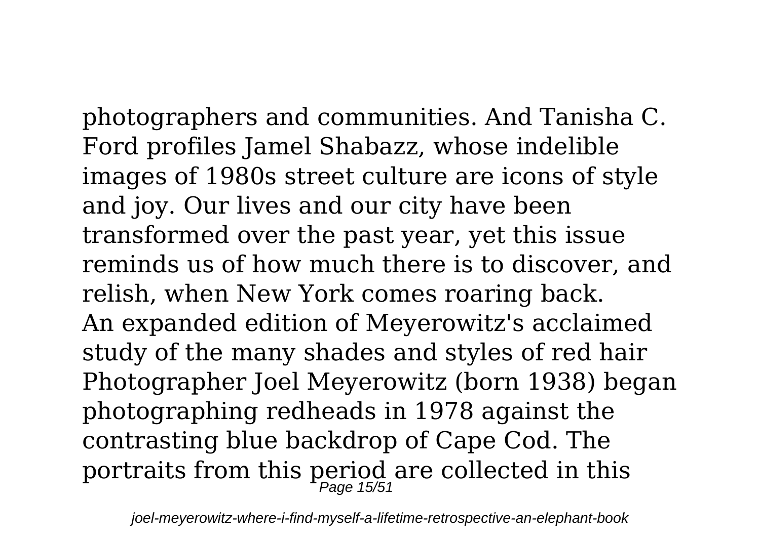photographers and communities. And Tanisha C. Ford profiles Jamel Shabazz, whose indelible images of 1980s street culture are icons of style and joy. Our lives and our city have been transformed over the past year, yet this issue reminds us of how much there is to discover, and relish, when New York comes roaring back.

An expanded edition of Meyerowitz's acclaimed study of the many shades and styles of red hair

Photographer Joel Meyerowitz (born 1938) began photographing redheads in 1978 against the contrasting blue backdrop of Cape Cod. The portraits from this period are collected in this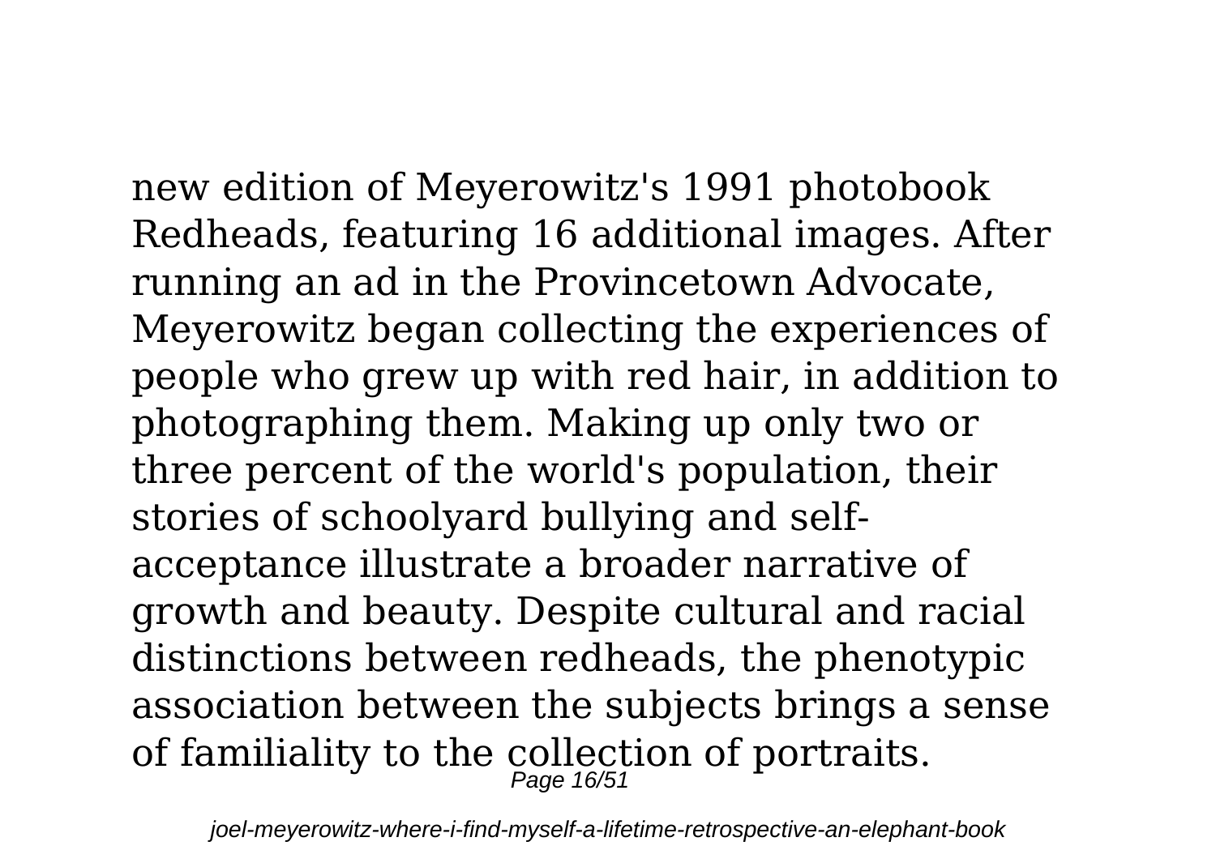new edition of Meyerowitz's 1991 photobook Redheads, featuring 16 additional images. After running an ad in the Provincetown Advocate, Meyerowitz began collecting the experiences of people who grew up with red hair, in addition to photographing them. Making up only two or three percent of the world's population, their stories of schoolyard bullying and self-acceptance illustrate a broader narrative of growth and beauty. Despite cultural and racial distinctions between redheads, the phenotypic association between the subjects brings a sense of familiality to the collection of portraits.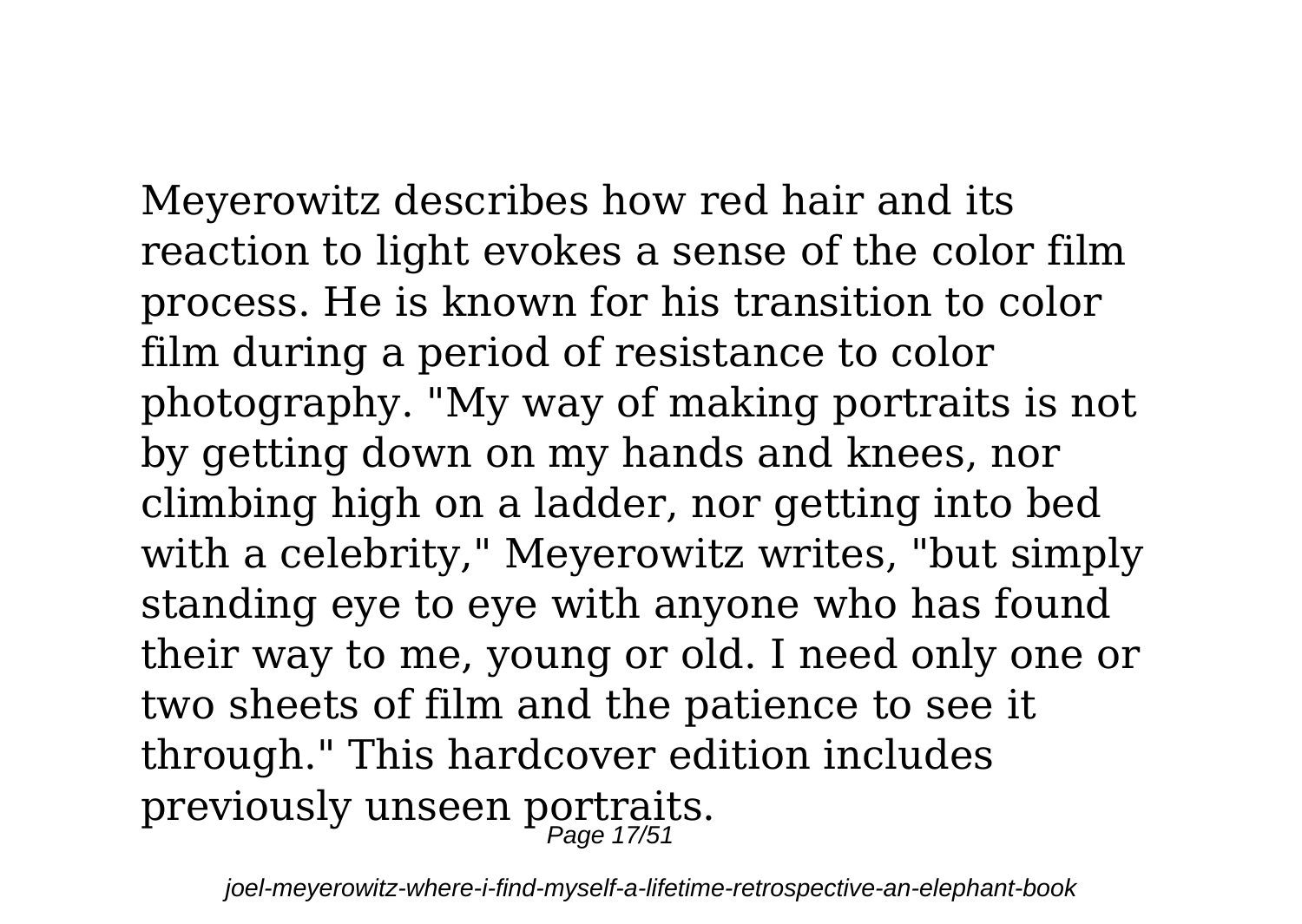Meyerowitz describes how red hair and its reaction to light evokes a sense of the color film process. He is known for his transition to color film during a period of resistance to color photography. "My way of making portraits is not by getting down on my hands and knees, nor climbing high on a ladder, nor getting into bed with a celebrity," Meyerowitz writes, "but simply standing eye to eye with anyone who has found their way to me, young or old. I need only one or two sheets of film and the patience to see it through." This hardcover edition includes previously unseen portraits.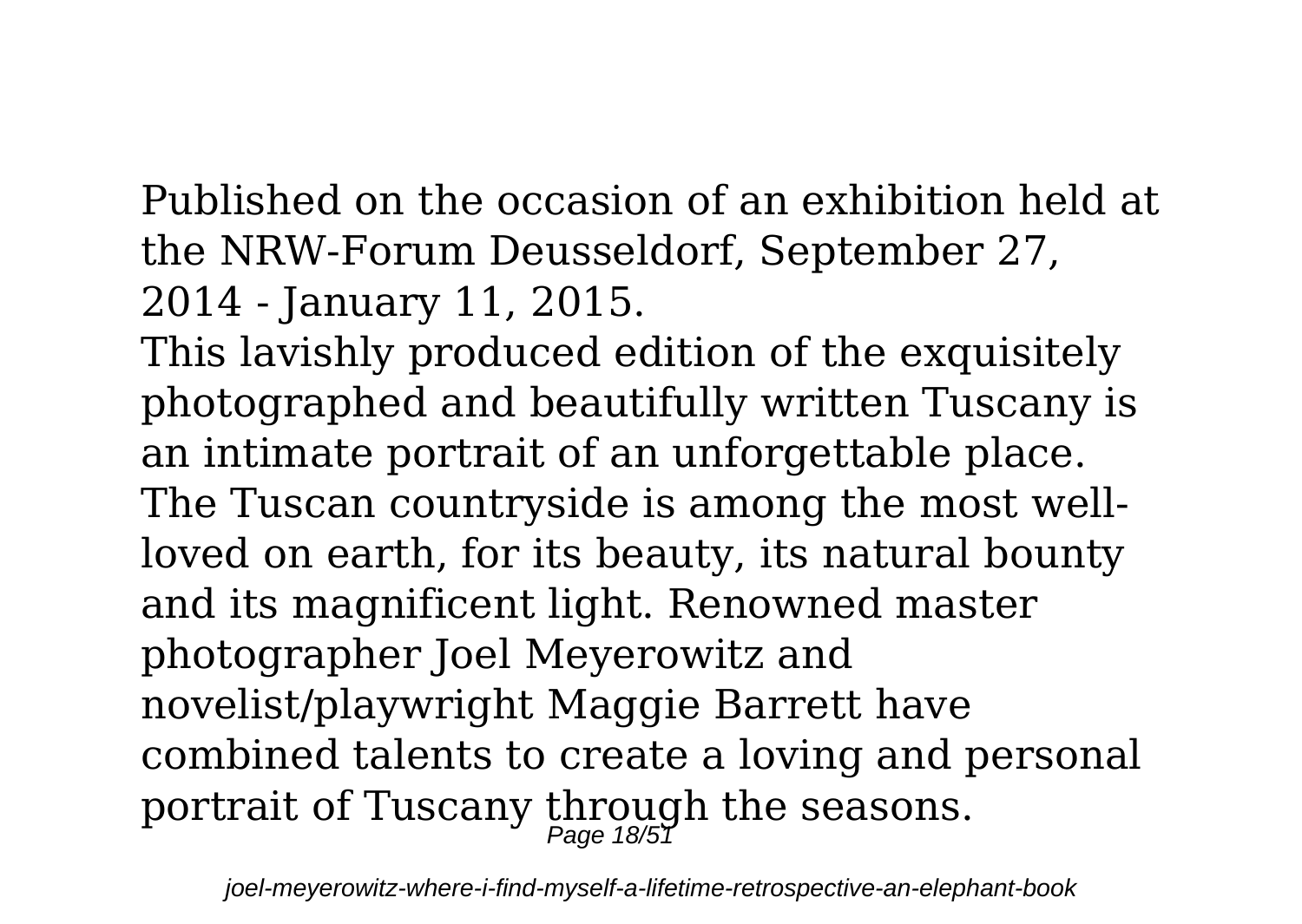Published on the occasion of an exhibition held at the NRW-Forum Deusseldorf, September 27, 2014 - January 11, 2015.

This lavishly produced edition of the exquisitely photographed and beautifully written Tuscany is an intimate portrait of an unforgettable place. The Tuscan countryside is among the most well-loved on earth, for its beauty, its natural bounty and its magnificent light. Renowned master photographer Joel Meyerowitz and novelist/playwright Maggie Barrett have combined talents to create a loving and personal portrait of Tuscany through the seasons.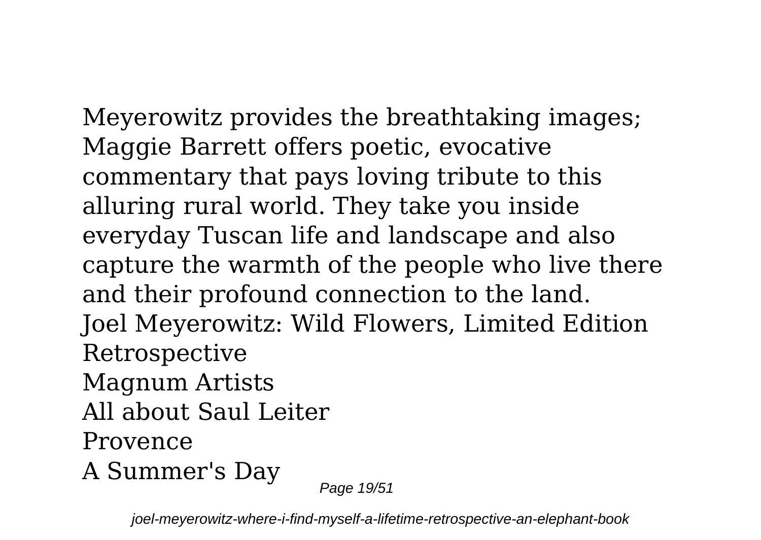Meyerowitz provides the breathtaking images; Maggie Barrett offers poetic, evocative commentary that pays loving tribute to this alluring rural world. They take you inside everyday Tuscan life and landscape and also capture the warmth of the people who live there and their profound connection to the land.

Joel Meyerowitz: Wild Flowers, Limited Edition

Retrospective

Magnum Artists

All about Saul Leiter

Provence

A Summer's Day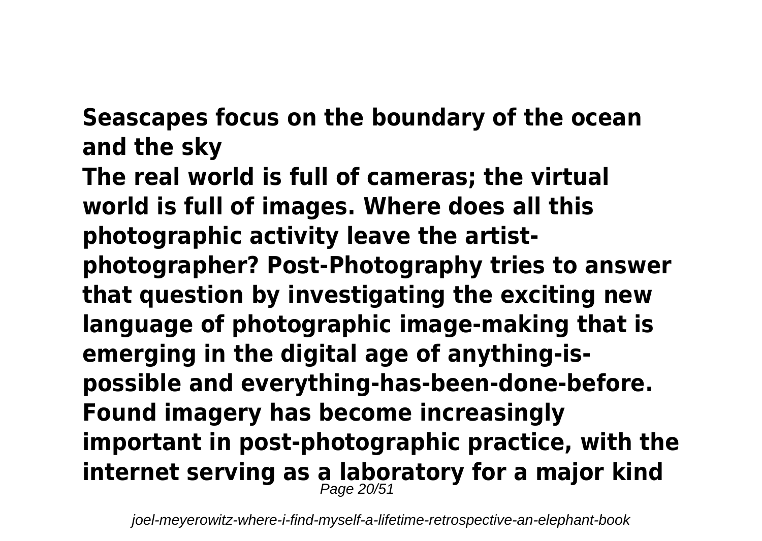**Seascapes focus on the boundary of the ocean and the sky**

**The real world is full of cameras; the virtual world is full of images. Where does all this photographic activity leave the artist-photographer? Post-Photography tries to answer that question by investigating the exciting new language of photographic image-making that is emerging in the digital age of anything-is-possible and everything-has-been-done-before. Found imagery has become increasingly important in post-photographic practice, with the internet serving as a laboratory for a major kind**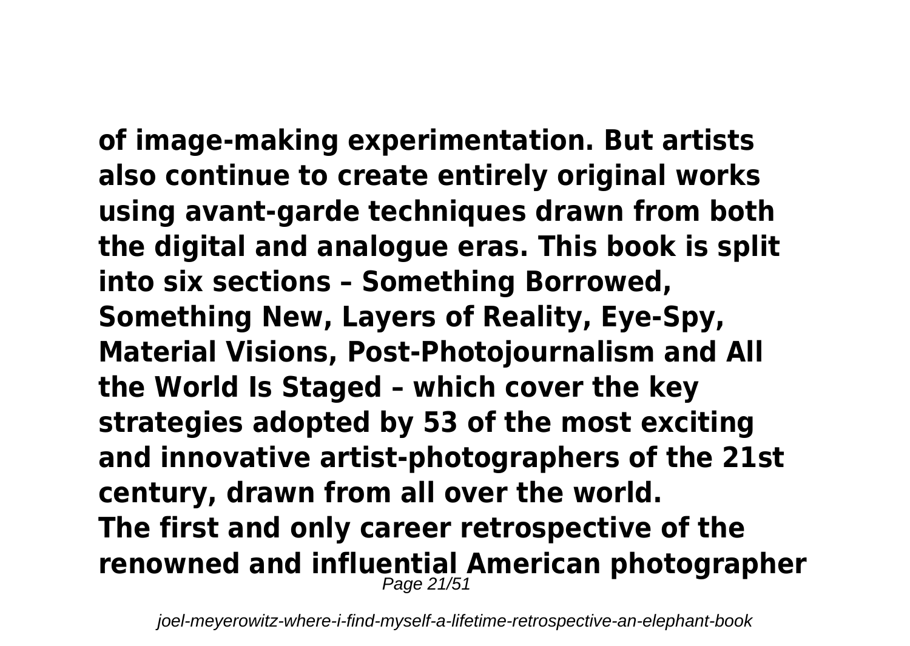**of image-making experimentation. But artists also continue to create entirely original works using avant-garde techniques drawn from both the digital and analogue eras. This book is split into six sections – Something Borrowed, Something New, Layers of Reality, Eye-Spy, Material Visions, Post-Photojournalism and All the World Is Staged – which cover the key strategies adopted by 53 of the most exciting and innovative artist-photographers of the 21st century, drawn from all over the world.**

**The first and only career retrospective of the renowned and influential American photographer**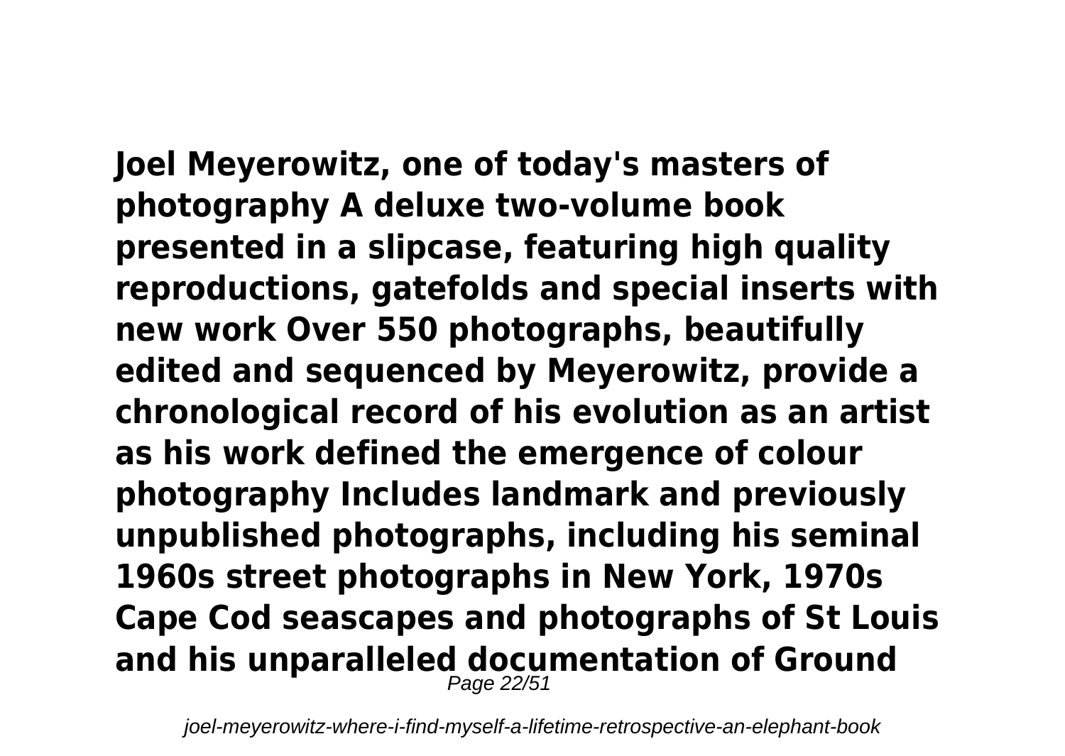**Joel Meyerowitz, one of today's masters of photography A deluxe two-volume book presented in a slipcase, featuring high quality reproductions, gatefolds and special inserts with new work Over 550 photographs, beautifully edited and sequenced by Meyerowitz, provide a chronological record of his evolution as an artist as his work defined the emergence of colour photography Includes landmark and previously unpublished photographs, including his seminal 1960s street photographs in New York, 1970s Cape Cod seascapes and photographs of St Louis and his unparalleled documentation of Ground**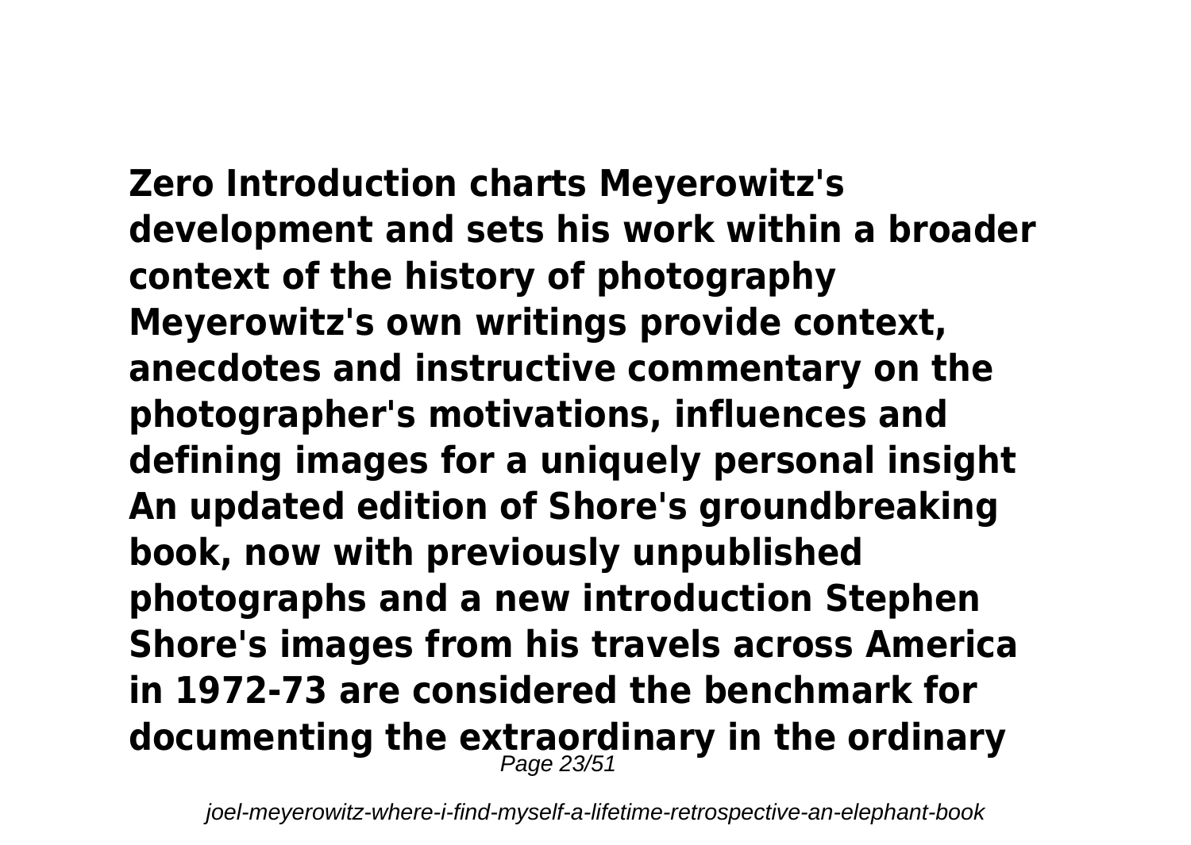**Zero Introduction charts Meyerowitz's development and sets his work within a broader context of the history of photography Meyerowitz's own writings provide context, anecdotes and instructive commentary on the photographer's motivations, influences and defining images for a uniquely personal insight An updated edition of Shore's groundbreaking book, now with previously unpublished photographs and a new introduction Stephen Shore's images from his travels across America in 1972-73 are considered the benchmark for documenting the extraordinary in the ordinary**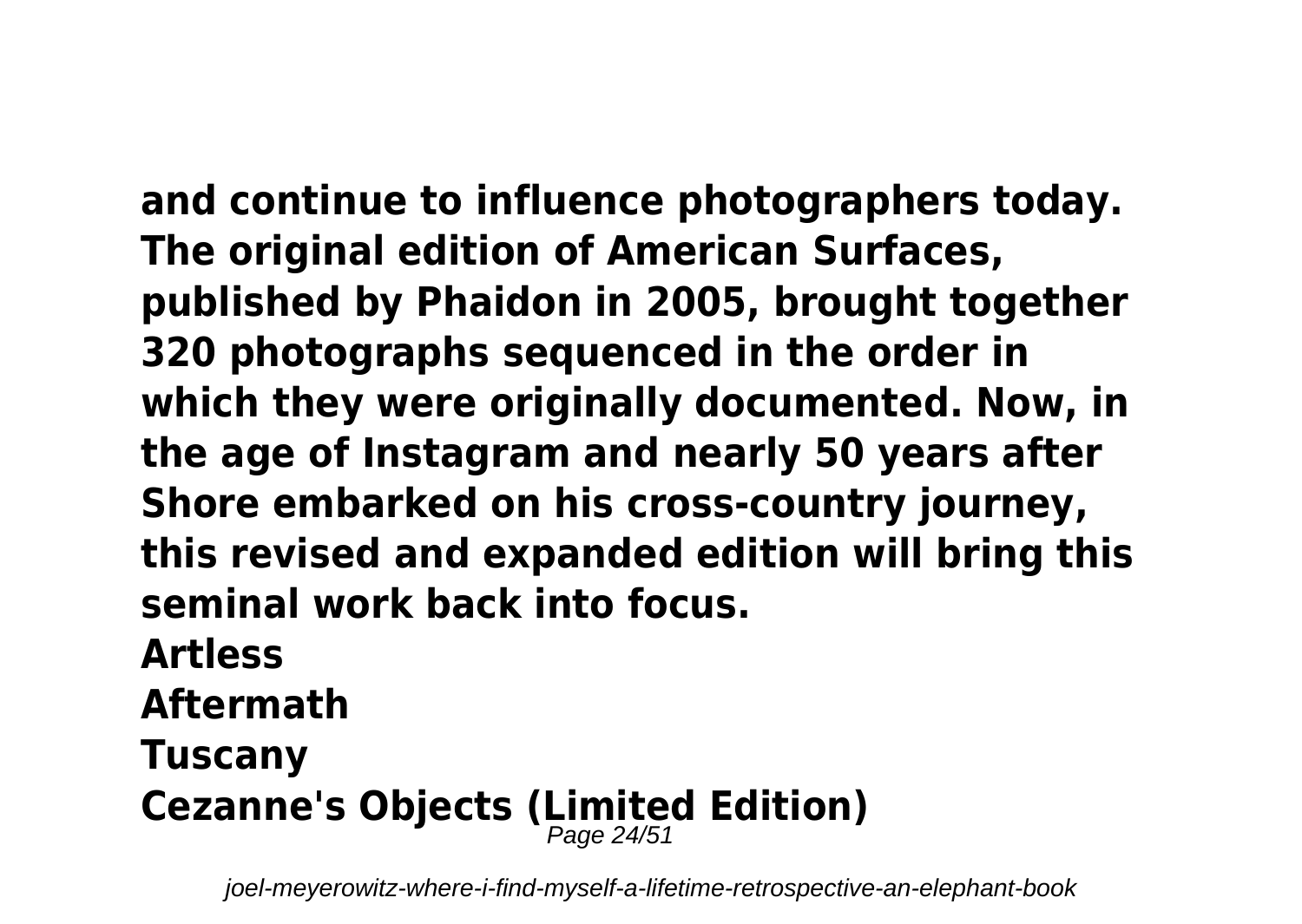**and continue to influence photographers today. The original edition of American Surfaces, published by Phaidon in 2005, brought together 320 photographs sequenced in the order in which they were originally documented. Now, in the age of Instagram and nearly 50 years after Shore embarked on his cross-country journey, this revised and expanded edition will bring this seminal work back into focus.**

**Artless**

**Aftermath**

**Tuscany**

**Cezanne's Objects (Limited Edition)**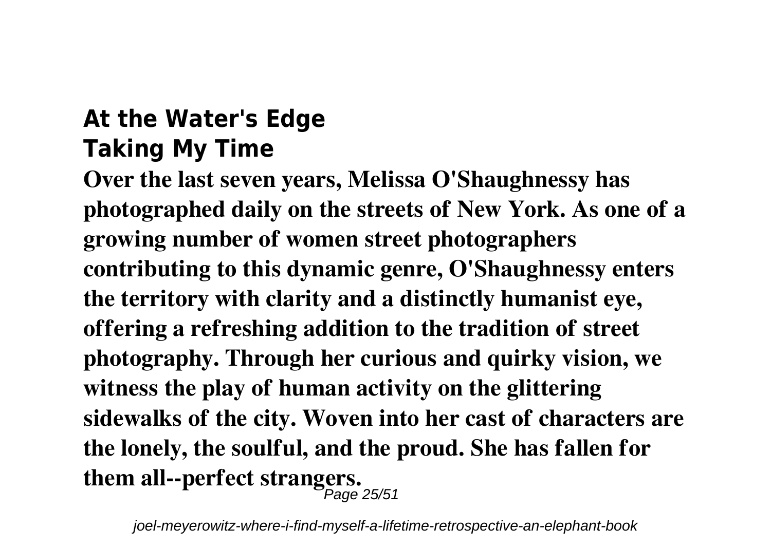## At the Water's Edge
## Taking My Time

**Over the last seven years, Melissa O'Shaughnessy has photographed daily on the streets of New York. As one of a growing number of women street photographers contributing to this dynamic genre, O'Shaughnessy enters the territory with clarity and a distinctly humanist eye, offering a refreshing addition to the tradition of street photography. Through her curious and quirky vision, we witness the play of human activity on the glittering sidewalks of the city. Woven into her cast of characters are the lonely, the soulful, and the proud. She has fallen for them all--perfect strangers.**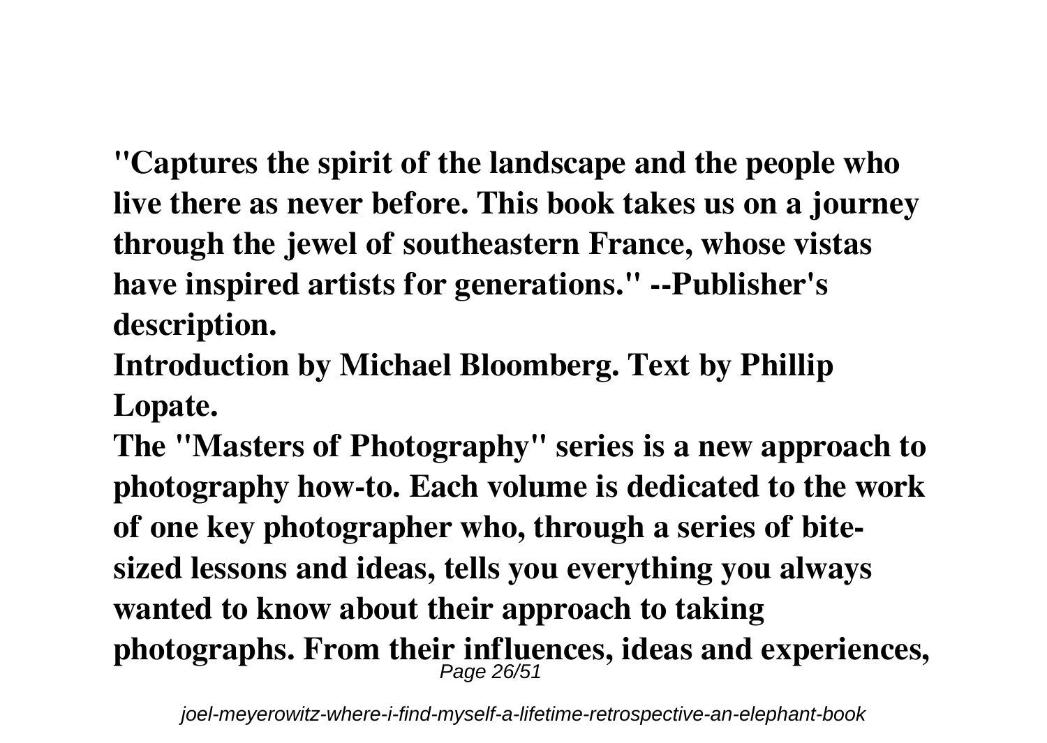**"Captures the spirit of the landscape and the people who live there as never before. This book takes us on a journey through the jewel of southeastern France, whose vistas have inspired artists for generations." --Publisher's description.**

**Introduction by Michael Bloomberg. Text by Phillip Lopate.**

**The "Masters of Photography" series is a new approach to photography how-to. Each volume is dedicated to the work of one key photographer who, through a series of bite-sized lessons and ideas, tells you everything you always wanted to know about their approach to taking photographs. From their influences, ideas and experiences,**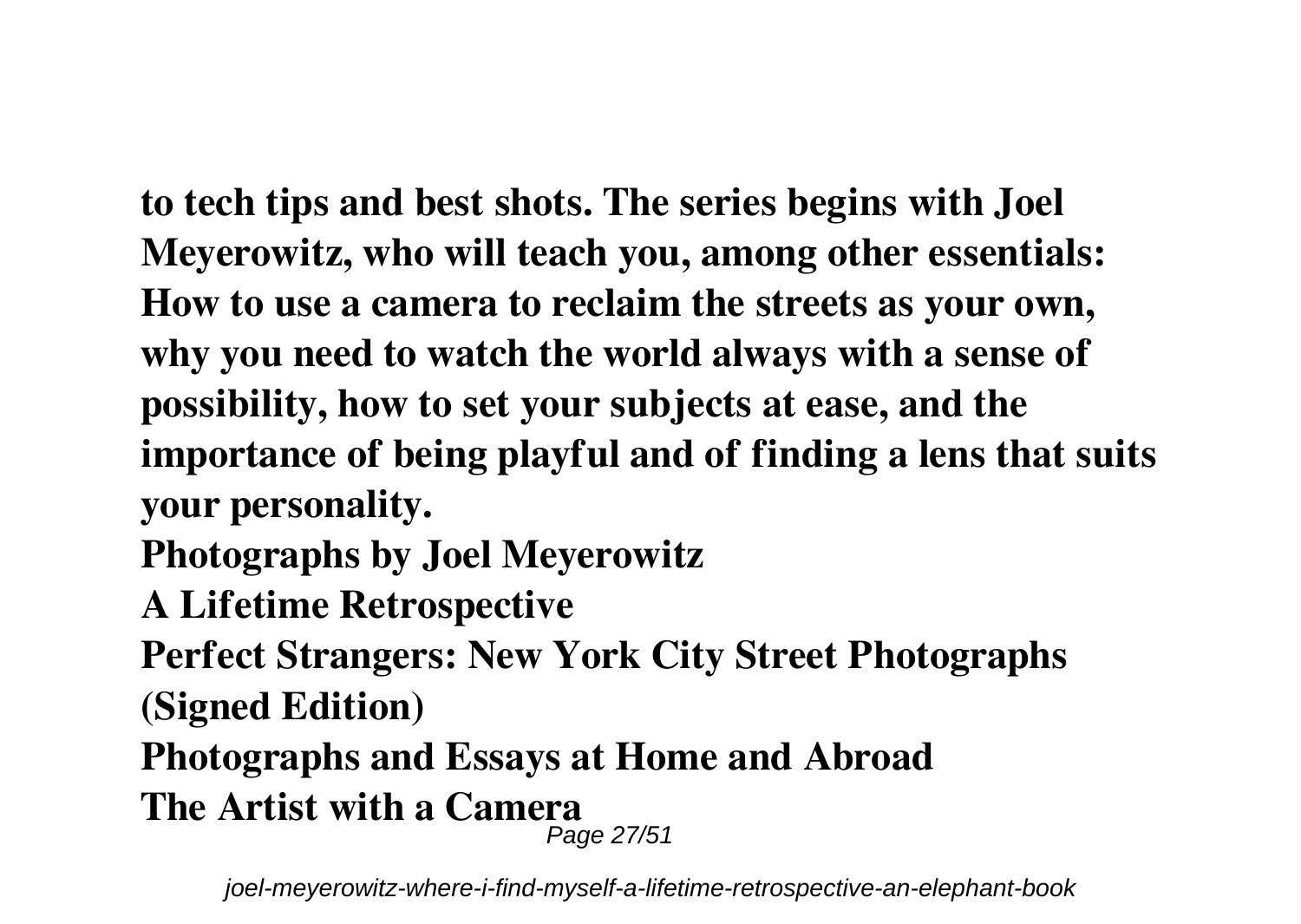**to tech tips and best shots. The series begins with Joel Meyerowitz, who will teach you, among other essentials: How to use a camera to reclaim the streets as your own, why you need to watch the world always with a sense of possibility, how to set your subjects at ease, and the importance of being playful and of finding a lens that suits your personality.**

**Photographs by Joel Meyerowitz**

**A Lifetime Retrospective**

**Perfect Strangers: New York City Street Photographs (Signed Edition)**

**Photographs and Essays at Home and Abroad**

**The Artist with a Camera**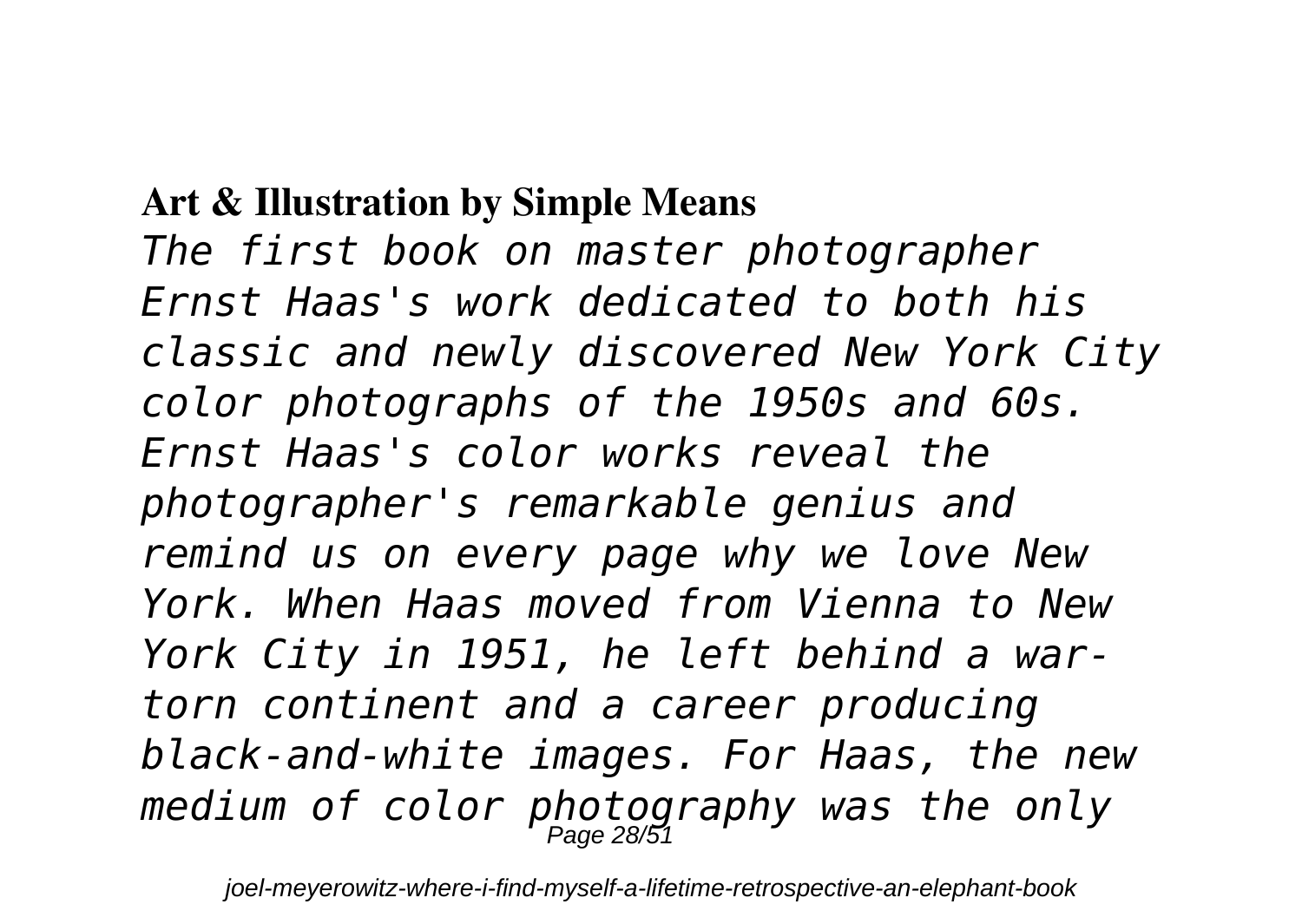**Art & Illustration by Simple Means**

*The first book on master photographer Ernst Haas's work dedicated to both his classic and newly discovered New York City color photographs of the 1950s and 60s. Ernst Haas's color works reveal the photographer's remarkable genius and remind us on every page why we love New York. When Haas moved from Vienna to New York City in 1951, he left behind a war-torn continent and a career producing black-and-white images. For Haas, the new medium of color photography was the only*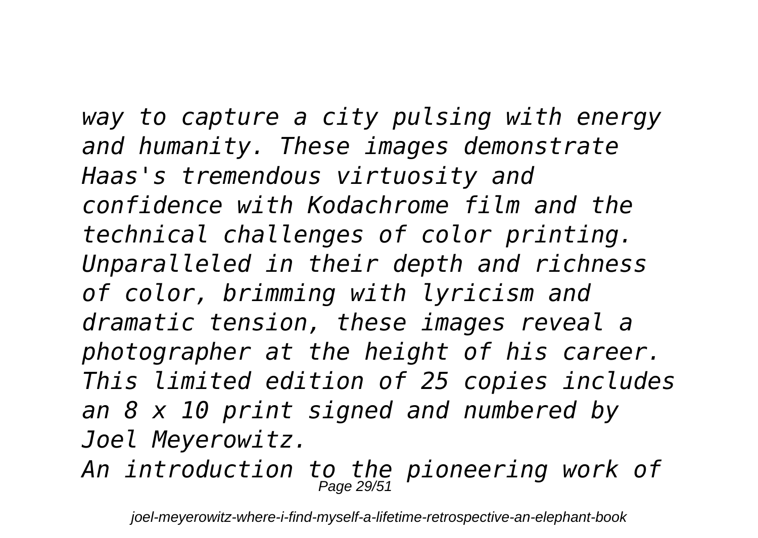*way to capture a city pulsing with energy and humanity. These images demonstrate Haas's tremendous virtuosity and confidence with Kodachrome film and the technical challenges of color printing. Unparalleled in their depth and richness of color, brimming with lyricism and dramatic tension, these images reveal a photographer at the height of his career. This limited edition of 25 copies includes an 8 x 10 print signed and numbered by Joel Meyerowitz.*

*An introduction to the pioneering work of*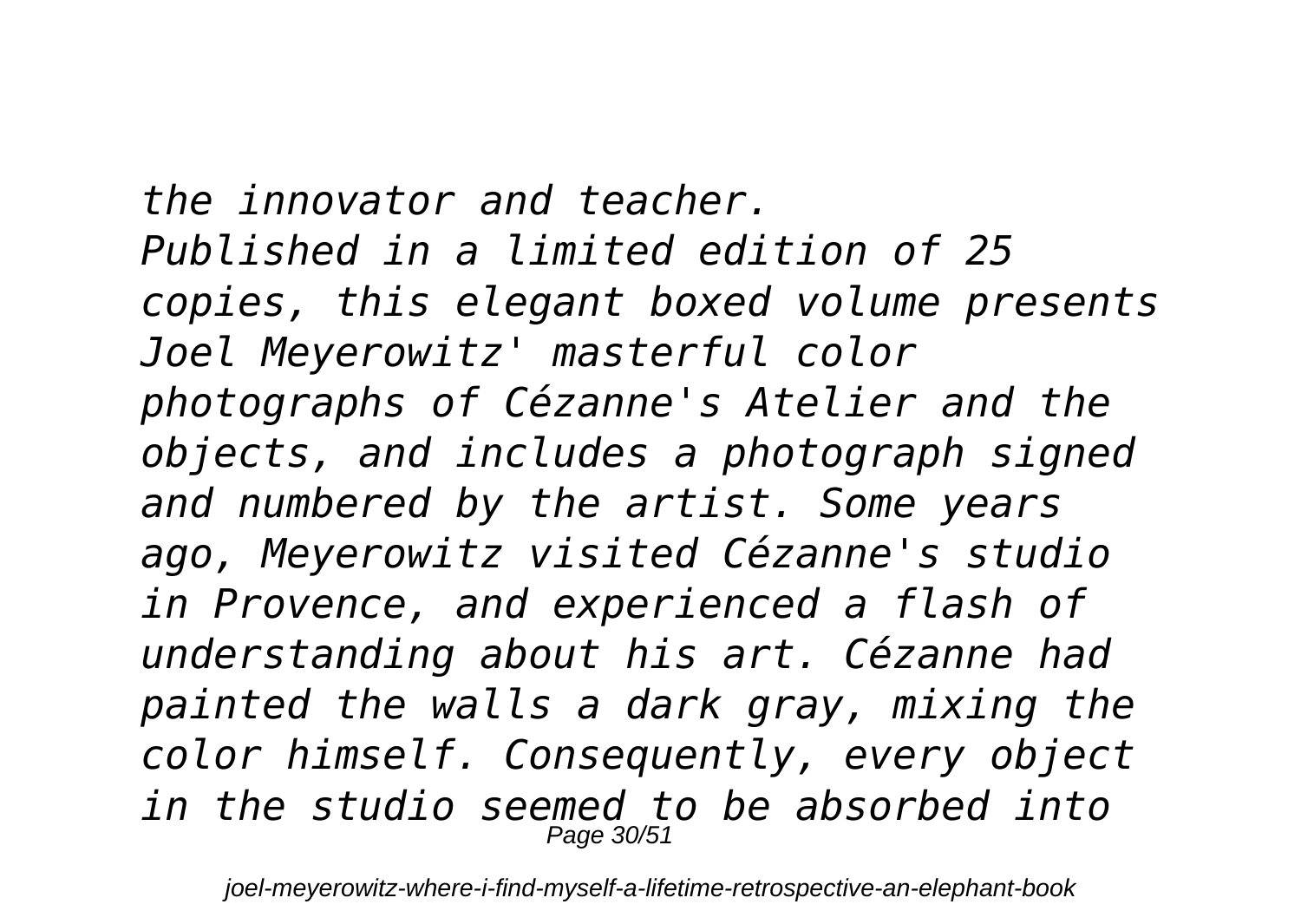*the innovator and teacher.*
*Published in a limited edition of 25 copies, this elegant boxed volume presents Joel Meyerowitz' masterful color photographs of Cézanne's Atelier and the objects, and includes a photograph signed and numbered by the artist. Some years ago, Meyerowitz visited Cézanne's studio in Provence, and experienced a flash of understanding about his art. Cézanne had painted the walls a dark gray, mixing the color himself. Consequently, every object in the studio seemed to be absorbed into*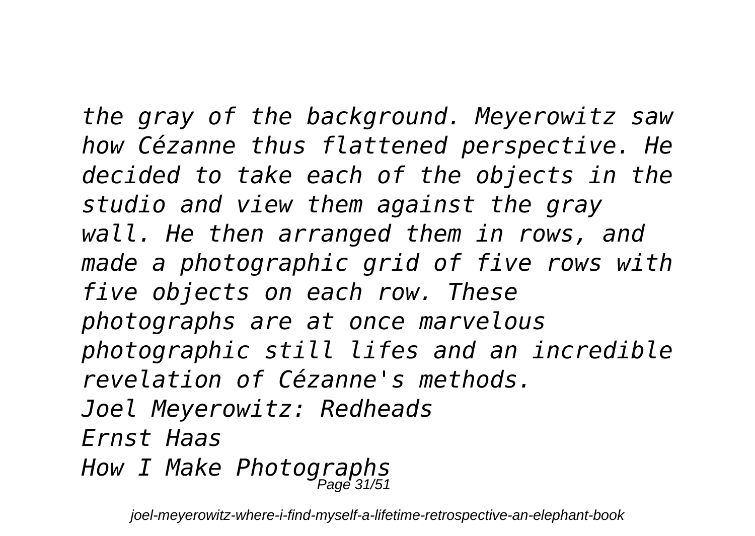*the gray of the background. Meyerowitz saw how Cézanne thus flattened perspective. He decided to take each of the objects in the studio and view them against the gray wall. He then arranged them in rows, and made a photographic grid of five rows with five objects on each row. These photographs are at once marvelous photographic still lifes and an incredible revelation of Cézanne's methods.*

*Joel Meyerowitz: Redheads*

*Ernst Haas*

*How I Make Photographs*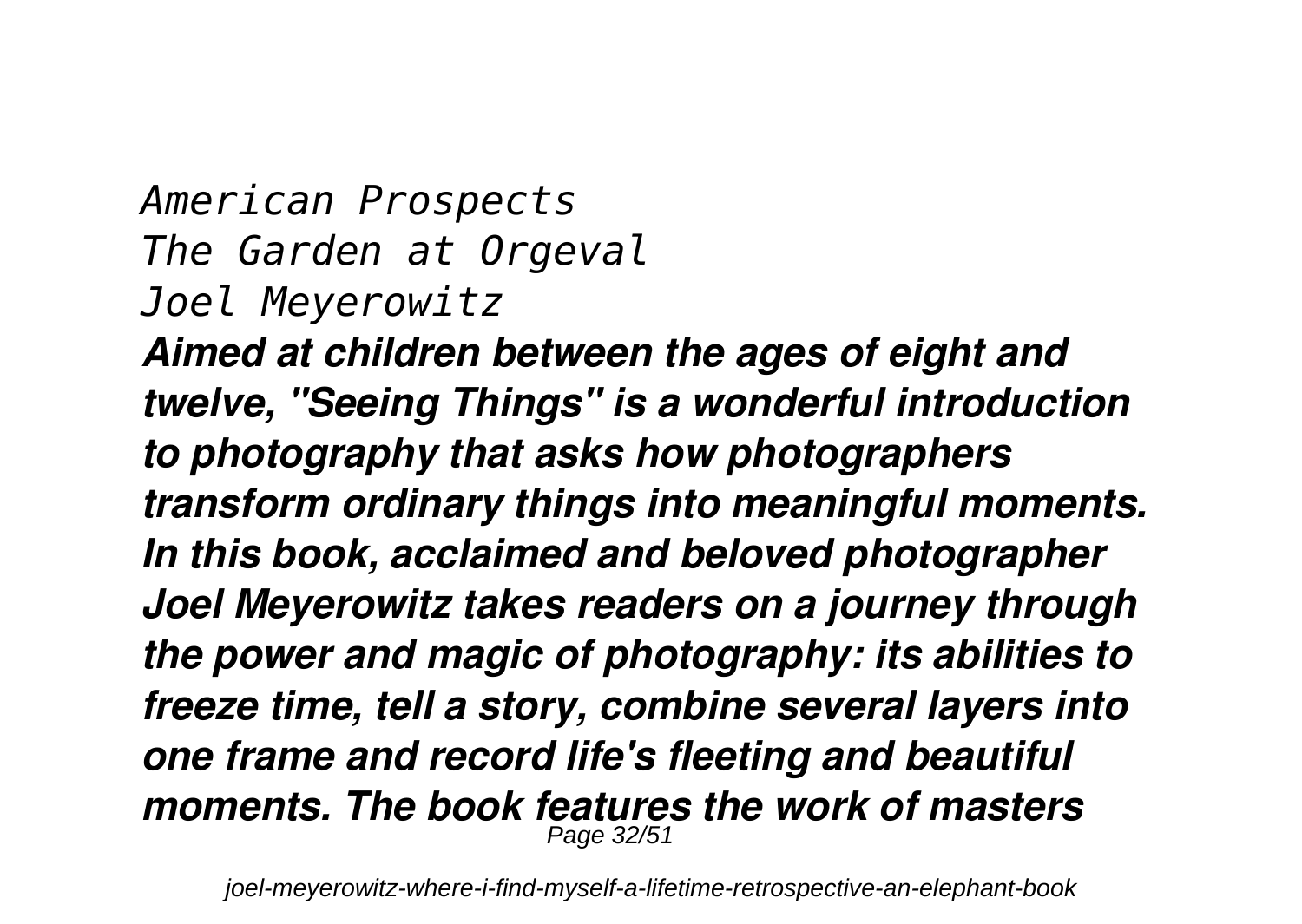*American Prospects*
*The Garden at Orgeval*
*Joel Meyerowitz*

***Aimed at children between the ages of eight and twelve, "Seeing Things" is a wonderful introduction to photography that asks how photographers transform ordinary things into meaningful moments. In this book, acclaimed and beloved photographer Joel Meyerowitz takes readers on a journey through the power and magic of photography: its abilities to freeze time, tell a story, combine several layers into one frame and record life's fleeting and beautiful moments. The book features the work of masters***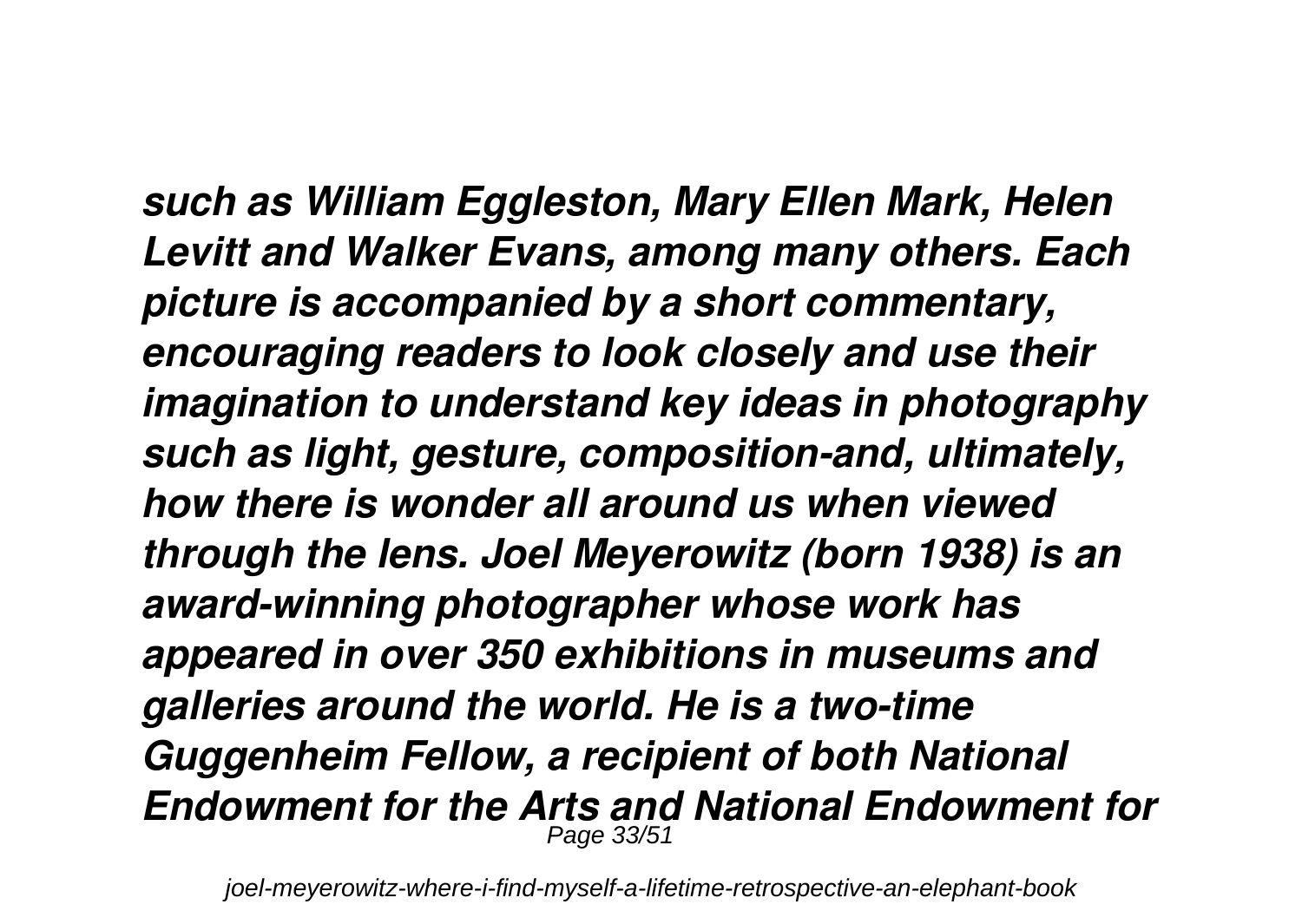*such as William Eggleston, Mary Ellen Mark, Helen Levitt and Walker Evans, among many others. Each picture is accompanied by a short commentary, encouraging readers to look closely and use their imagination to understand key ideas in photography such as light, gesture, composition-and, ultimately, how there is wonder all around us when viewed through the lens. Joel Meyerowitz (born 1938) is an award-winning photographer whose work has appeared in over 350 exhibitions in museums and galleries around the world. He is a two-time Guggenheim Fellow, a recipient of both National Endowment for the Arts and National Endowment for*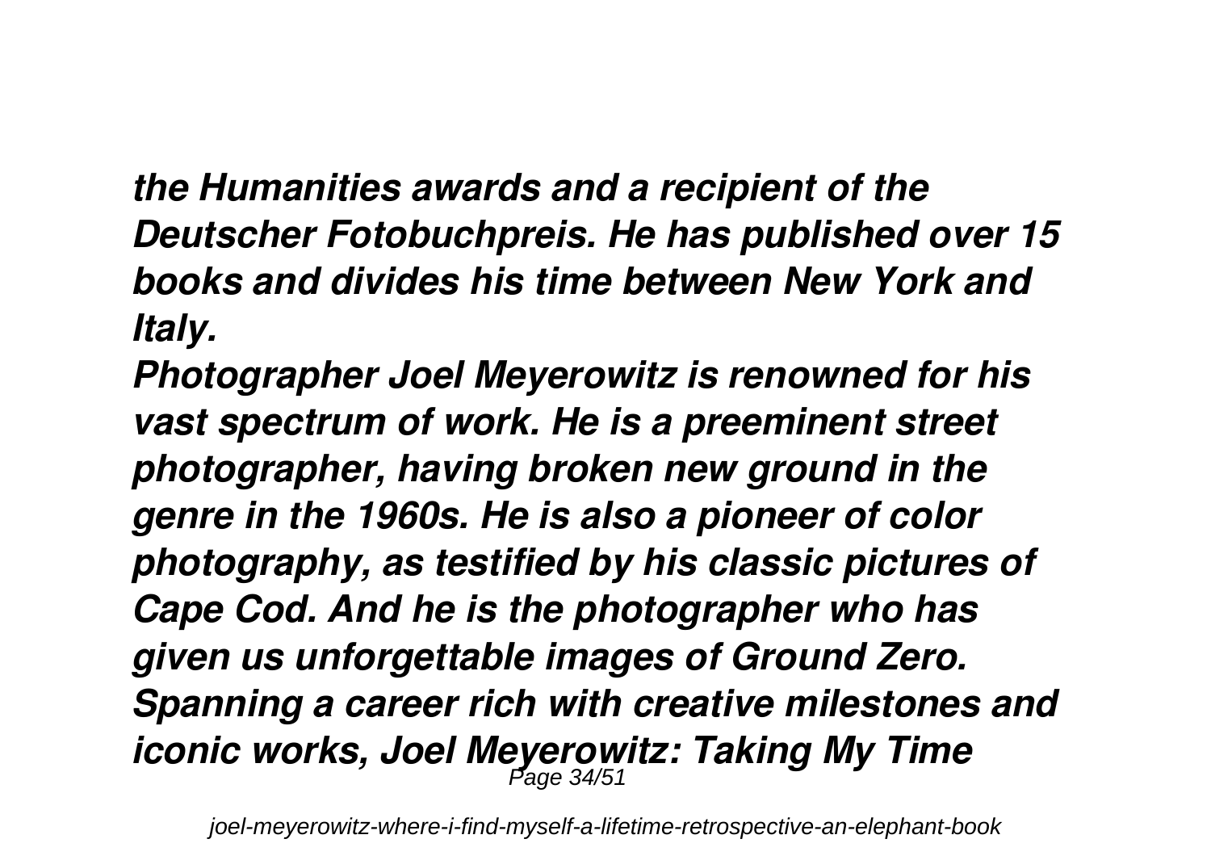*the Humanities awards and a recipient of the Deutscher Fotobuchpreis. He has published over 15 books and divides his time between New York and Italy.*

***Photographer Joel Meyerowitz is renowned for his vast spectrum of work. He is a preeminent street photographer, having broken new ground in the genre in the 1960s. He is also a pioneer of color photography, as testified by his classic pictures of Cape Cod. And he is the photographer who has given us unforgettable images of Ground Zero. Spanning a career rich with creative milestones and iconic works, Joel Meyerowitz: Taking My Time***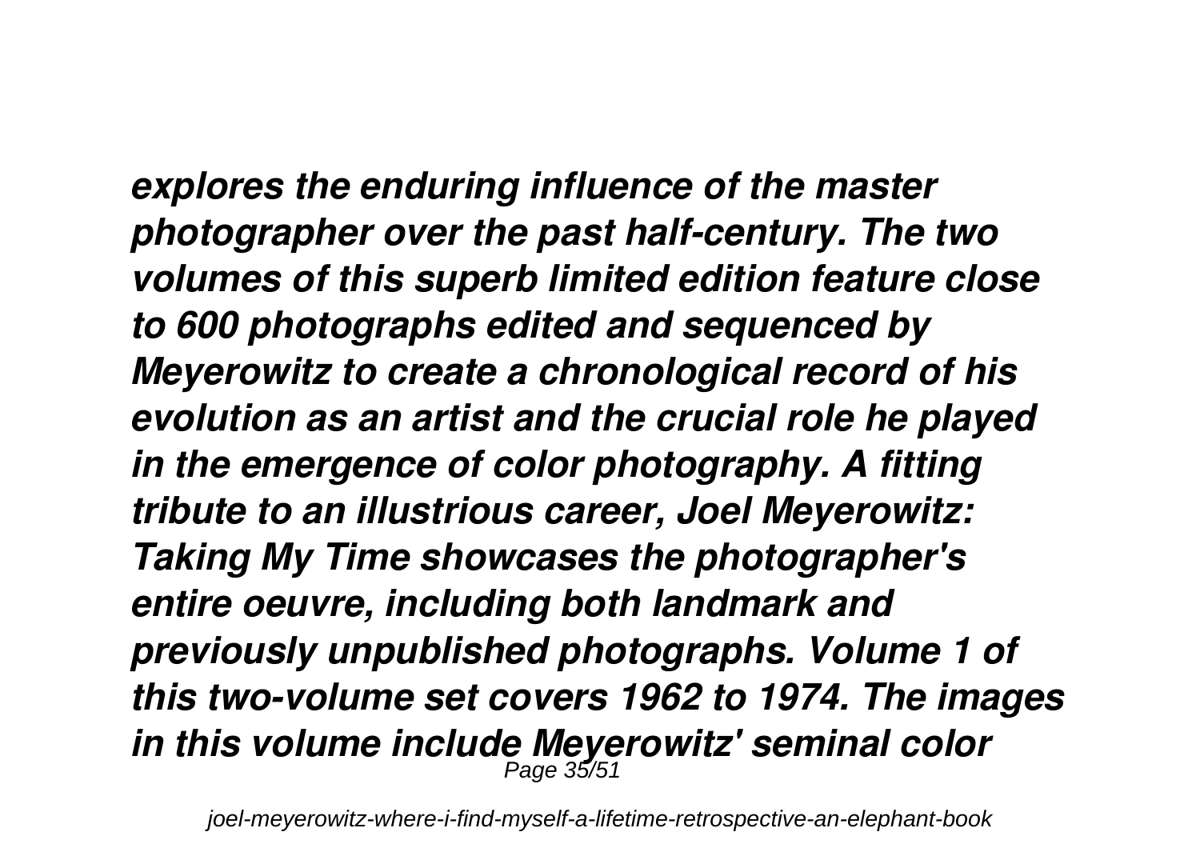*explores the enduring influence of the master photographer over the past half-century. The two volumes of this superb limited edition feature close to 600 photographs edited and sequenced by Meyerowitz to create a chronological record of his evolution as an artist and the crucial role he played in the emergence of color photography. A fitting tribute to an illustrious career, Joel Meyerowitz: Taking My Time showcases the photographer's entire oeuvre, including both landmark and previously unpublished photographs. Volume 1 of this two-volume set covers 1962 to 1974. The images in this volume include Meyerowitz' seminal color*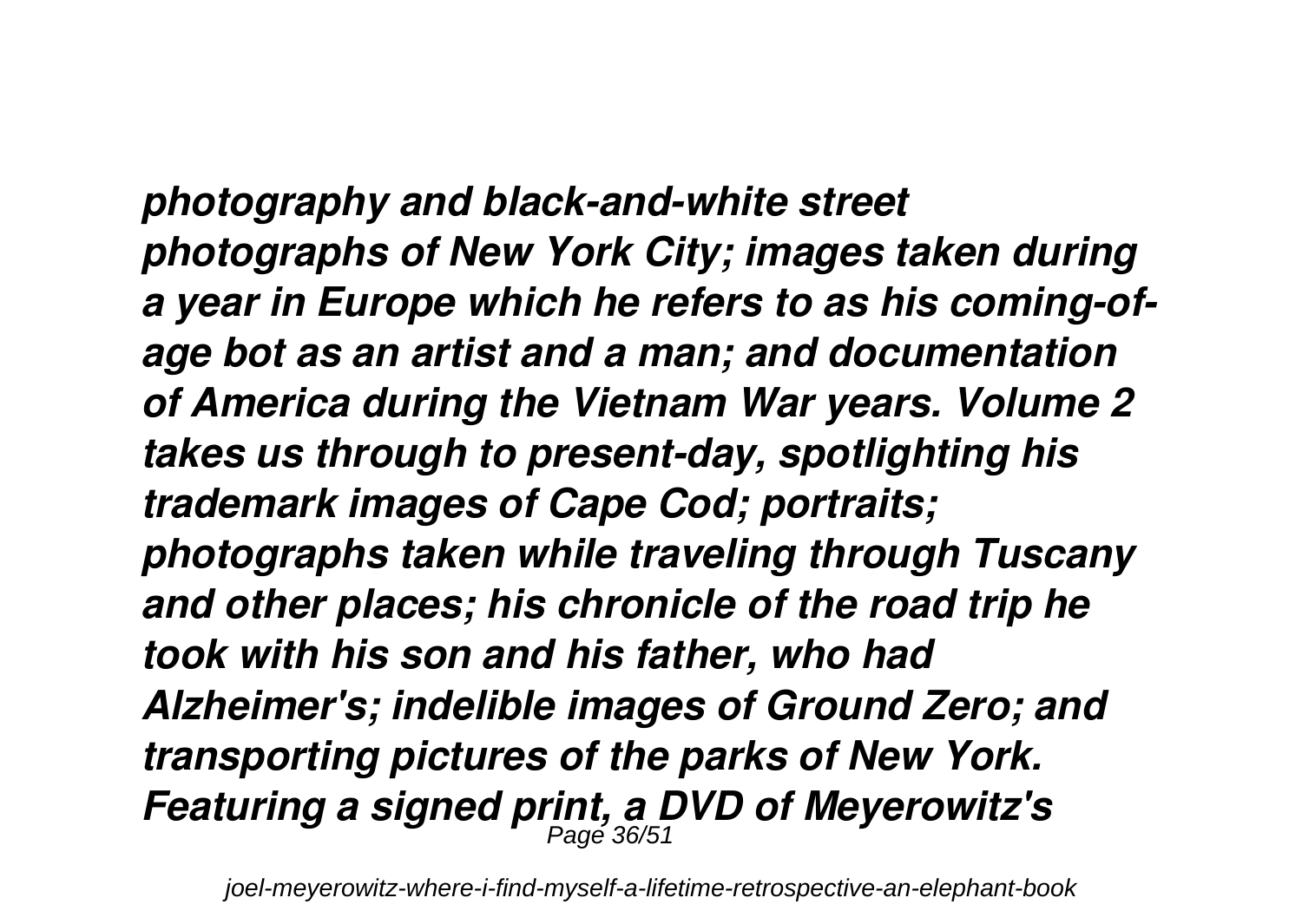*photography and black-and-white street photographs of New York City; images taken during a year in Europe which he refers to as his coming-of-age bot as an artist and a man; and documentation of America during the Vietnam War years. Volume 2 takes us through to present-day, spotlighting his trademark images of Cape Cod; portraits; photographs taken while traveling through Tuscany and other places; his chronicle of the road trip he took with his son and his father, who had Alzheimer's; indelible images of Ground Zero; and transporting pictures of the parks of New York. Featuring a signed print, a DVD of Meyerowitz's*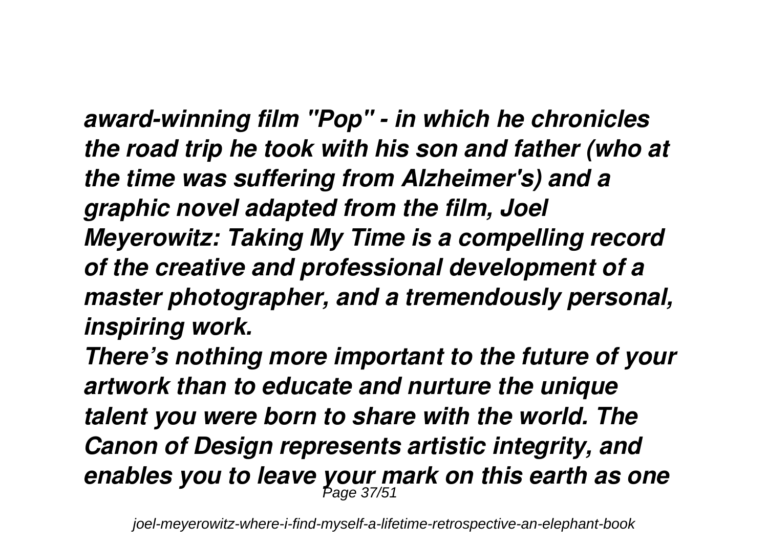*award-winning film "Pop" - in which he chronicles the road trip he took with his son and father (who at the time was suffering from Alzheimer's) and a graphic novel adapted from the film, Joel Meyerowitz: Taking My Time is a compelling record of the creative and professional development of a master photographer, and a tremendously personal, inspiring work.*

*There's nothing more important to the future of your artwork than to educate and nurture the unique talent you were born to share with the world. The Canon of Design represents artistic integrity, and enables you to leave your mark on this earth as one*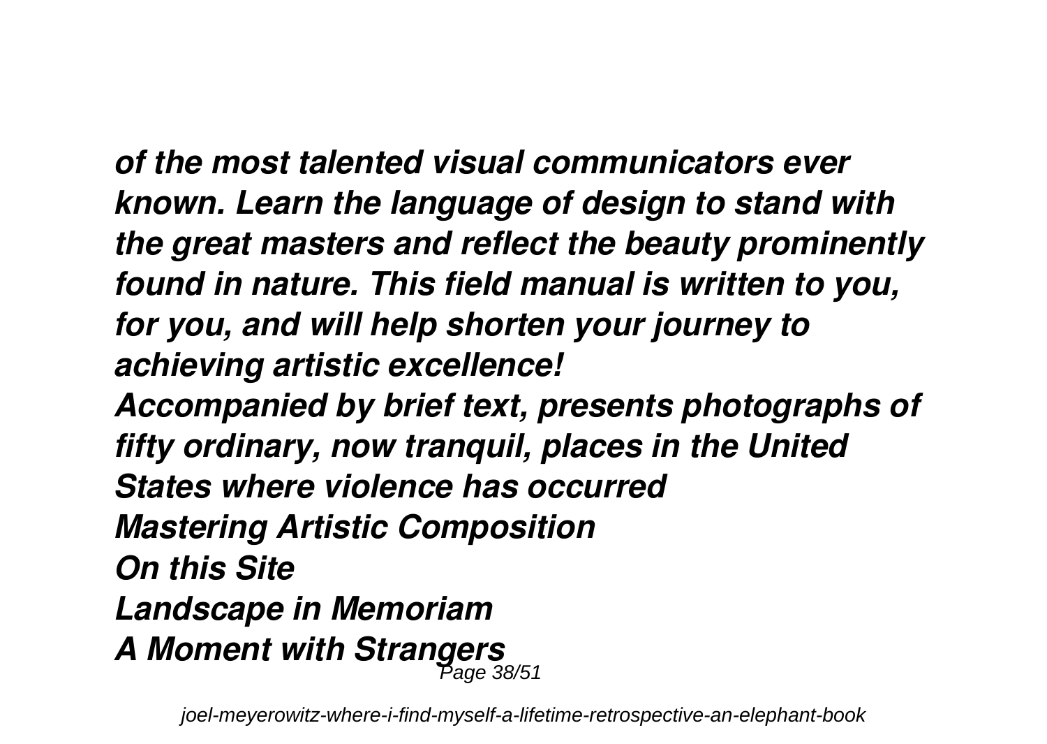*of the most talented visual communicators ever known. Learn the language of design to stand with the great masters and reflect the beauty prominently found in nature. This field manual is written to you, for you, and will help shorten your journey to achieving artistic excellence!*

*Accompanied by brief text, presents photographs of fifty ordinary, now tranquil, places in the United States where violence has occurred*

*Mastering Artistic Composition*

*On this Site*

*Landscape in Memoriam*

*A Moment with Strangers*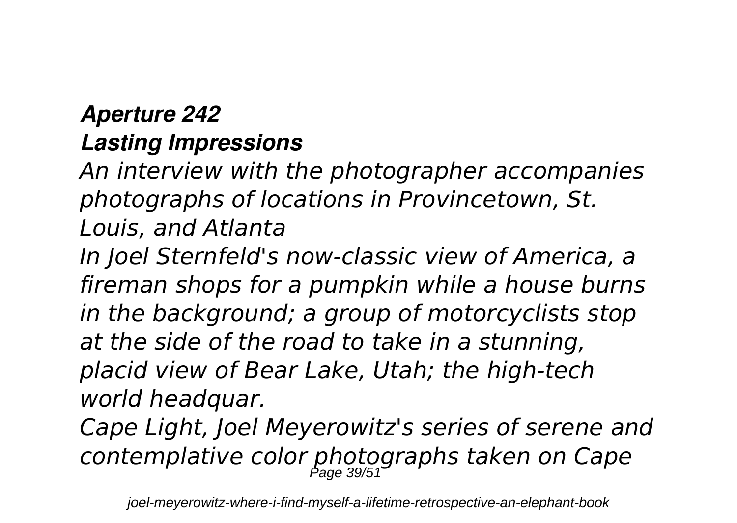### *Aperture 242*
### *Lasting Impressions*

*An interview with the photographer accompanies photographs of locations in Provincetown, St. Louis, and Atlanta*

*In Joel Sternfeld's now-classic view of America, a fireman shops for a pumpkin while a house burns in the background; a group of motorcyclists stop at the side of the road to take in a stunning, placid view of Bear Lake, Utah; the high-tech world headquar.*

*Cape Light, Joel Meyerowitz's series of serene and contemplative color photographs taken on Cape*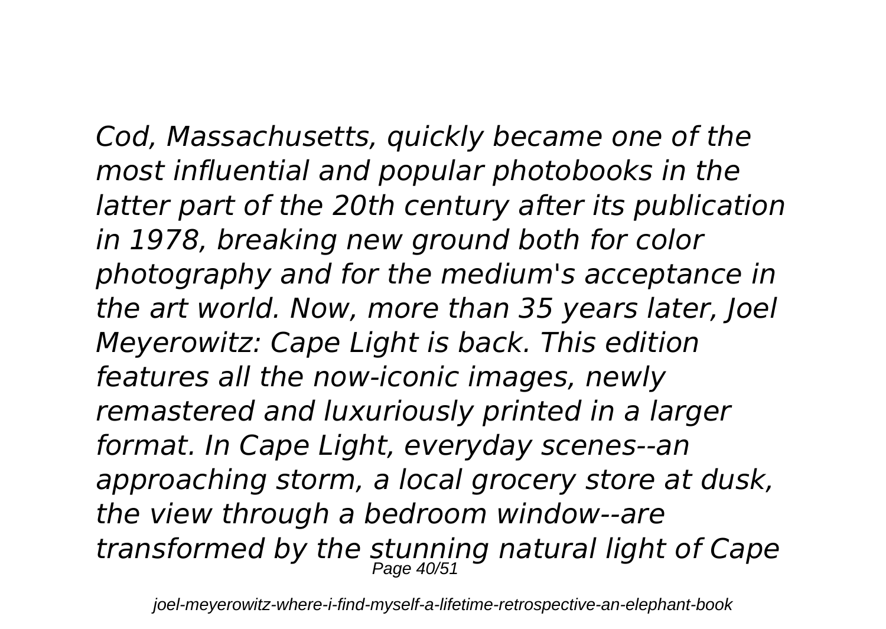*Cod, Massachusetts, quickly became one of the most influential and popular photobooks in the latter part of the 20th century after its publication in 1978, breaking new ground both for color photography and for the medium's acceptance in the art world. Now, more than 35 years later, Joel Meyerowitz: Cape Light is back. This edition features all the now-iconic images, newly remastered and luxuriously printed in a larger format. In Cape Light, everyday scenes--an approaching storm, a local grocery store at dusk, the view through a bedroom window--are transformed by the stunning natural light of Cape*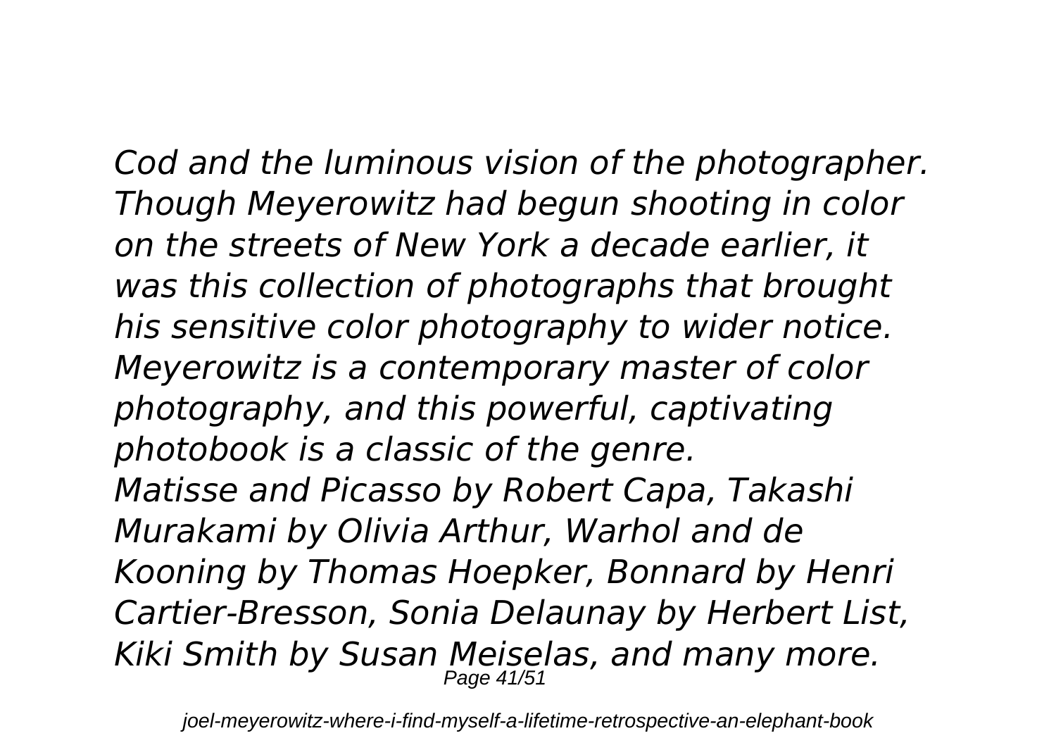*Cod and the luminous vision of the photographer. Though Meyerowitz had begun shooting in color on the streets of New York a decade earlier, it was this collection of photographs that brought his sensitive color photography to wider notice. Meyerowitz is a contemporary master of color photography, and this powerful, captivating photobook is a classic of the genre.*

*Matisse and Picasso by Robert Capa, Takashi Murakami by Olivia Arthur, Warhol and de Kooning by Thomas Hoepker, Bonnard by Henri Cartier-Bresson, Sonia Delaunay by Herbert List, Kiki Smith by Susan Meiselas, and many more.*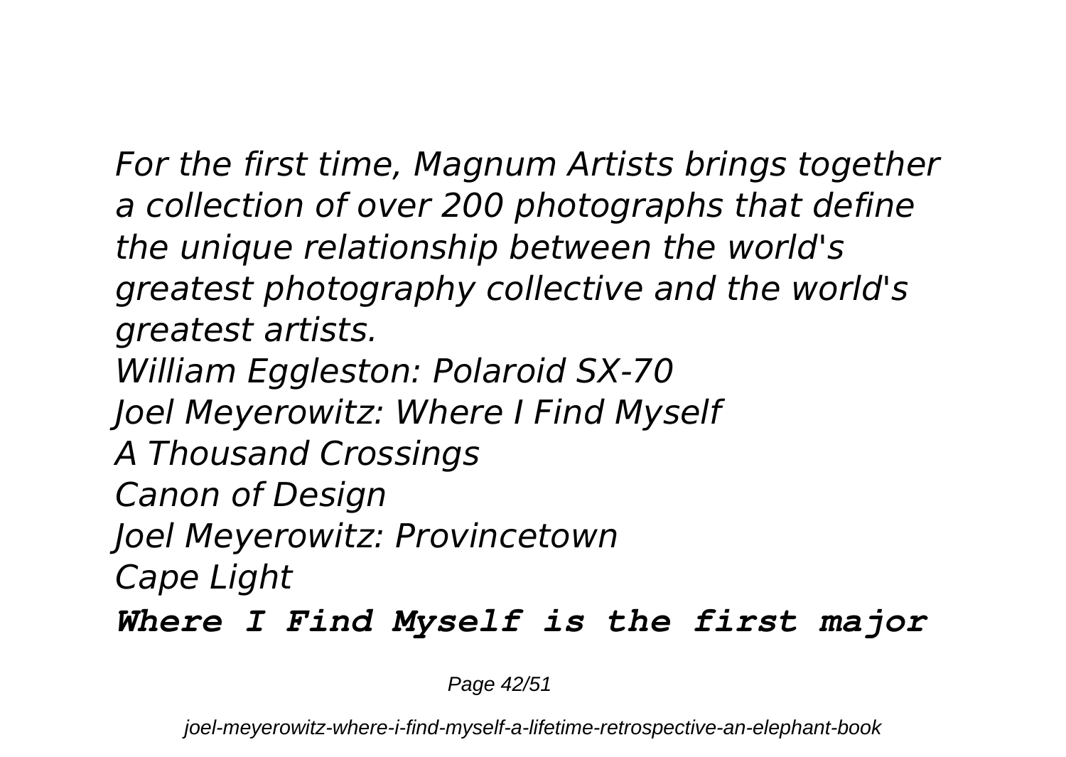*For the first time, Magnum Artists brings together a collection of over 200 photographs that define the unique relationship between the world's greatest photography collective and the world's greatest artists.*

*William Eggleston: Polaroid SX-70*

*Joel Meyerowitz: Where I Find Myself*

*A Thousand Crossings*

*Canon of Design*

*Joel Meyerowitz: Provincetown*

*Cape Light*

***Where I Find Myself is the first major***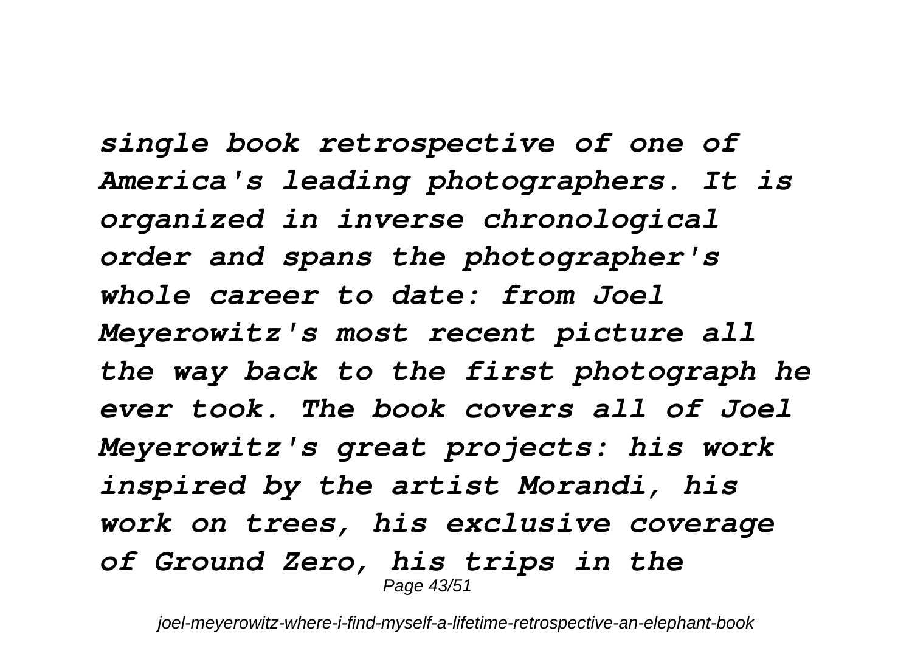*single book retrospective of one of America's leading photographers. It is organized in inverse chronological order and spans the photographer's whole career to date: from Joel Meyerowitz's most recent picture all the way back to the first photograph he ever took. The book covers all of Joel Meyerowitz's great projects: his work inspired by the artist Morandi, his work on trees, his exclusive coverage of Ground Zero, his trips in the*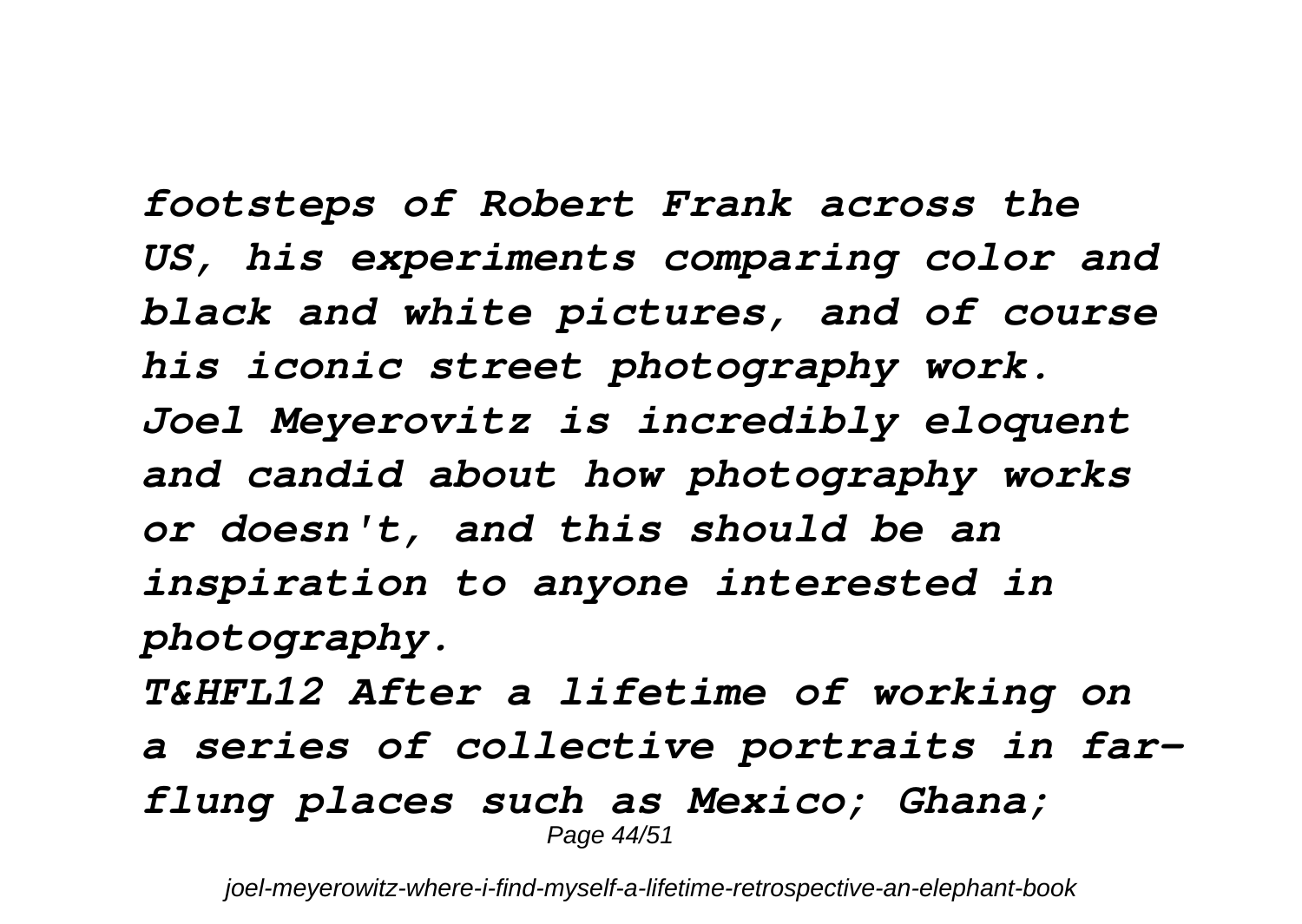*footsteps of Robert Frank across the US, his experiments comparing color and black and white pictures, and of course his iconic street photography work. Joel Meyerovitz is incredibly eloquent and candid about how photography works or doesn't, and this should be an inspiration to anyone interested in photography.*

*T&HFL12 After a lifetime of working on a series of collective portraits in far-flung places such as Mexico; Ghana;*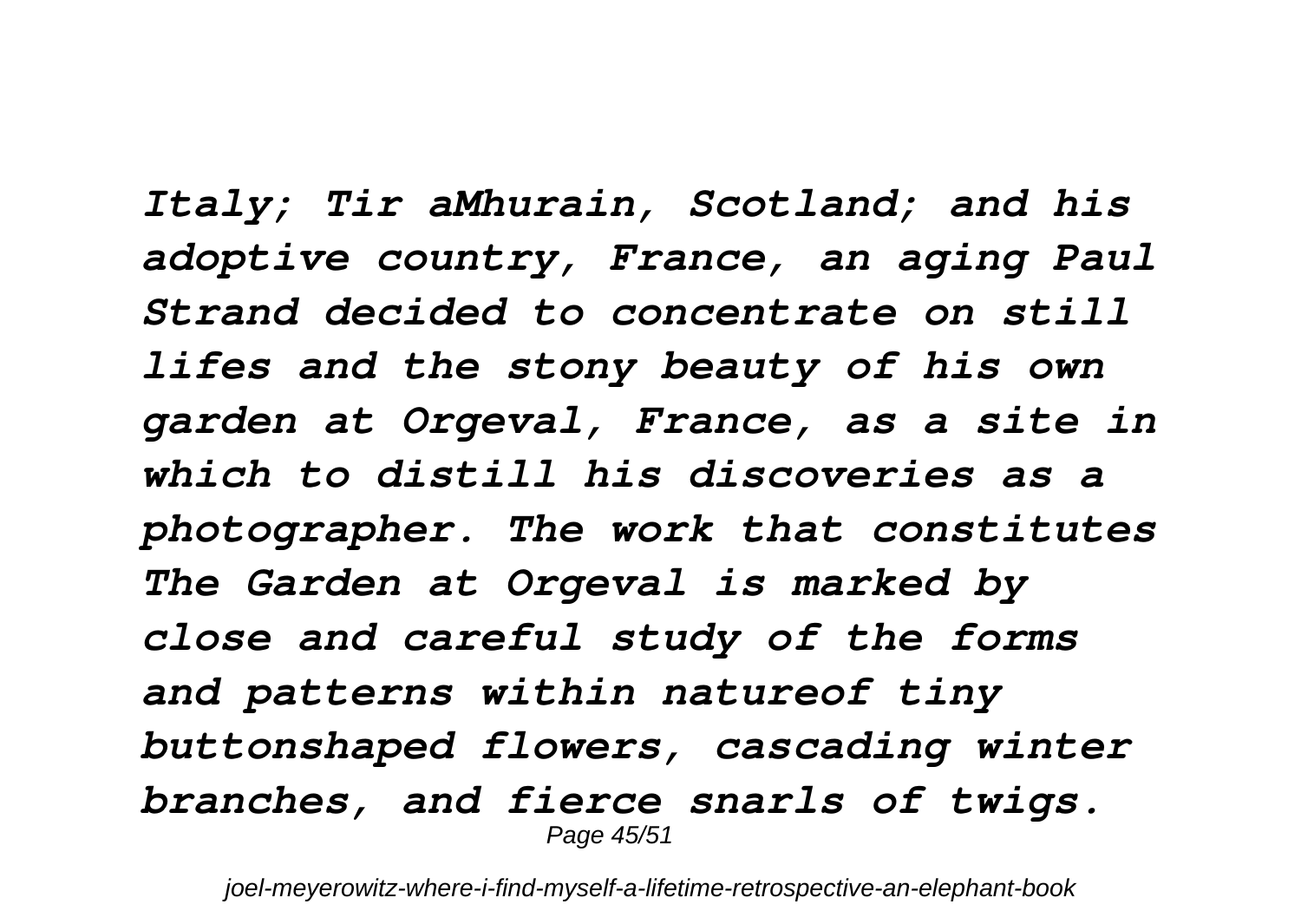*Italy; Tir aMhurain, Scotland; and his adoptive country, France, an aging Paul Strand decided to concentrate on still lifes and the stony beauty of his own garden at Orgeval, France, as a site in which to distill his discoveries as a photographer. The work that constitutes The Garden at Orgeval is marked by close and careful study of the forms and patterns within natureof tiny buttonshaped flowers, cascading winter branches, and fierce snarls of twigs.*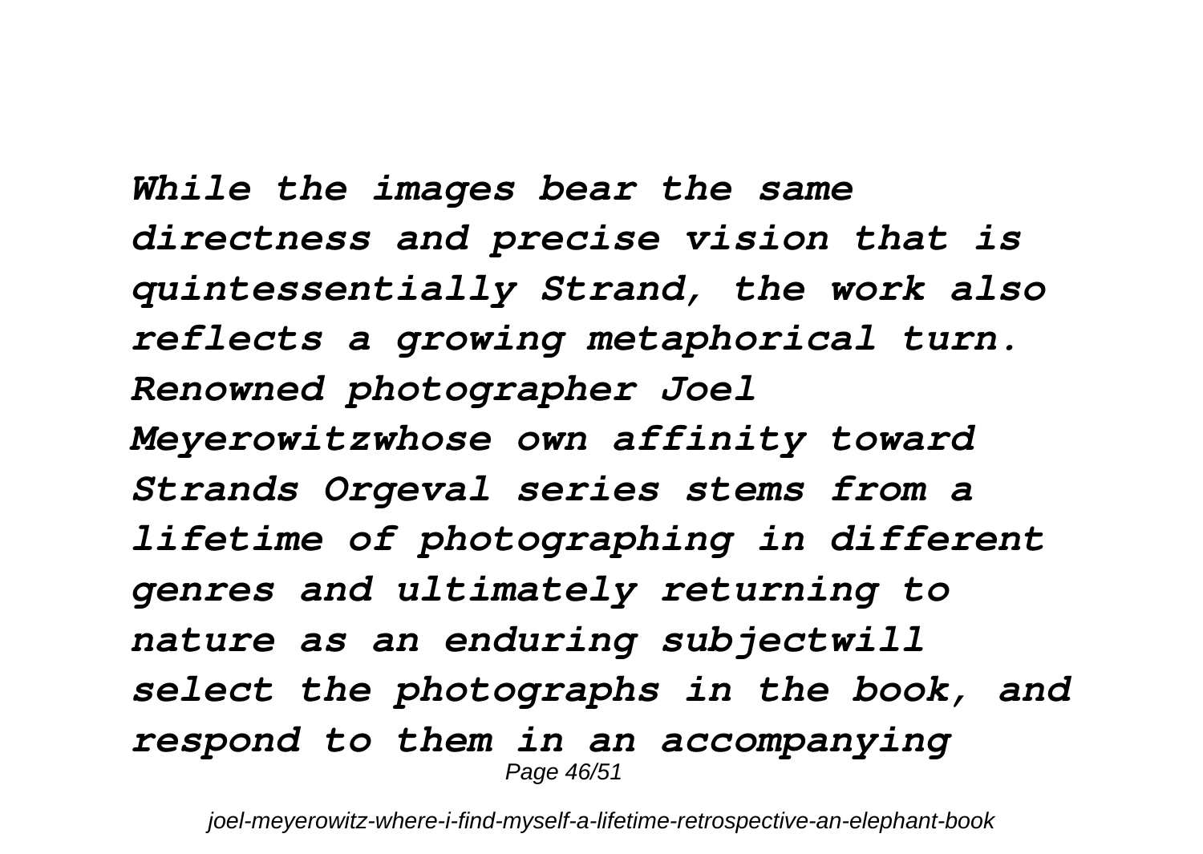*While the images bear the same directness and precise vision that is quintessentially Strand, the work also reflects a growing metaphorical turn. Renowned photographer Joel Meyerowitzwhose own affinity toward Strands Orgeval series stems from a lifetime of photographing in different genres and ultimately returning to nature as an enduring subjectwill select the photographs in the book, and respond to them in an accompanying*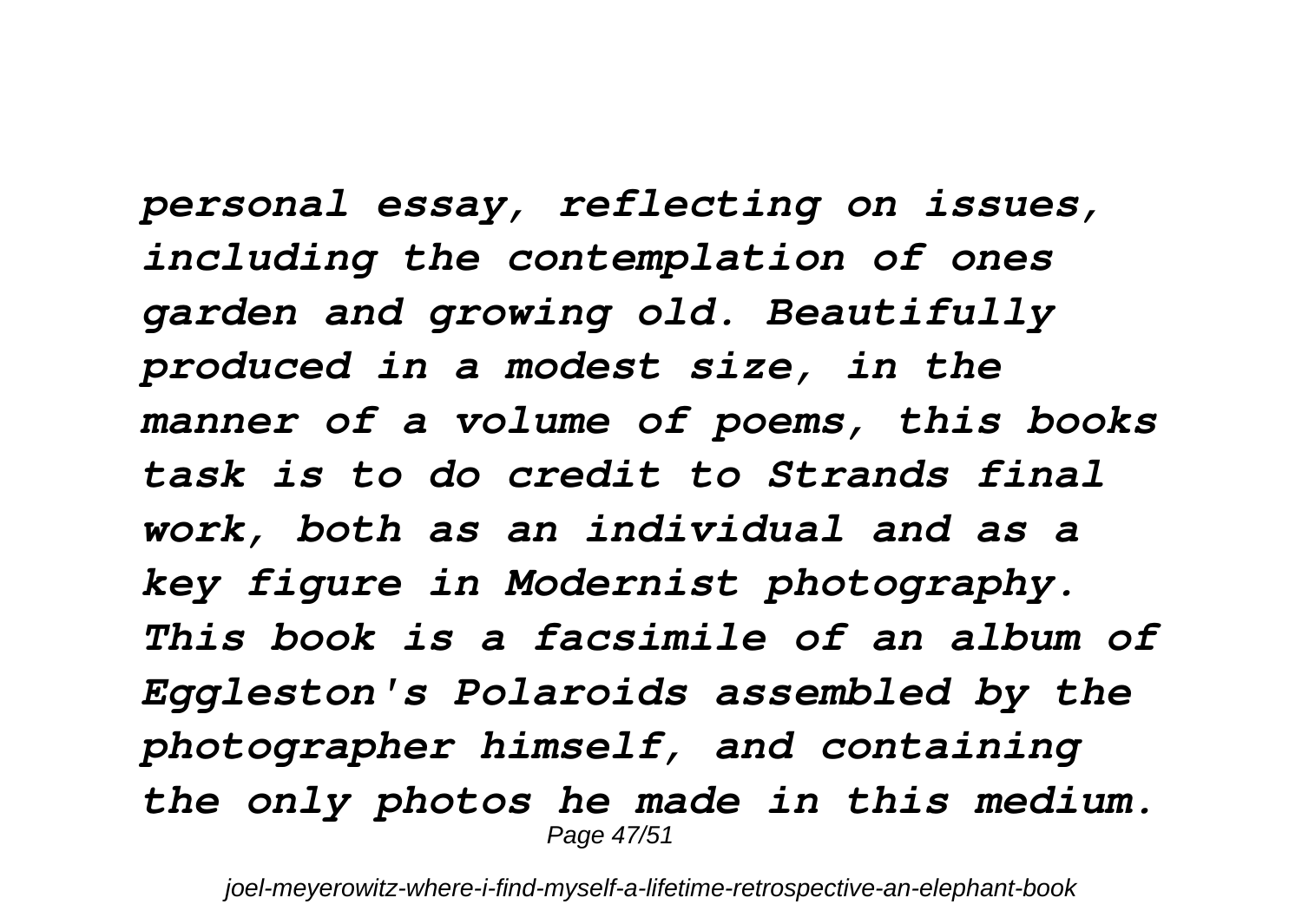*personal essay, reflecting on issues, including the contemplation of ones garden and growing old. Beautifully produced in a modest size, in the manner of a volume of poems, this books task is to do credit to Strands final work, both as an individual and as a key figure in Modernist photography. This book is a facsimile of an album of Eggleston's Polaroids assembled by the photographer himself, and containing the only photos he made in this medium.*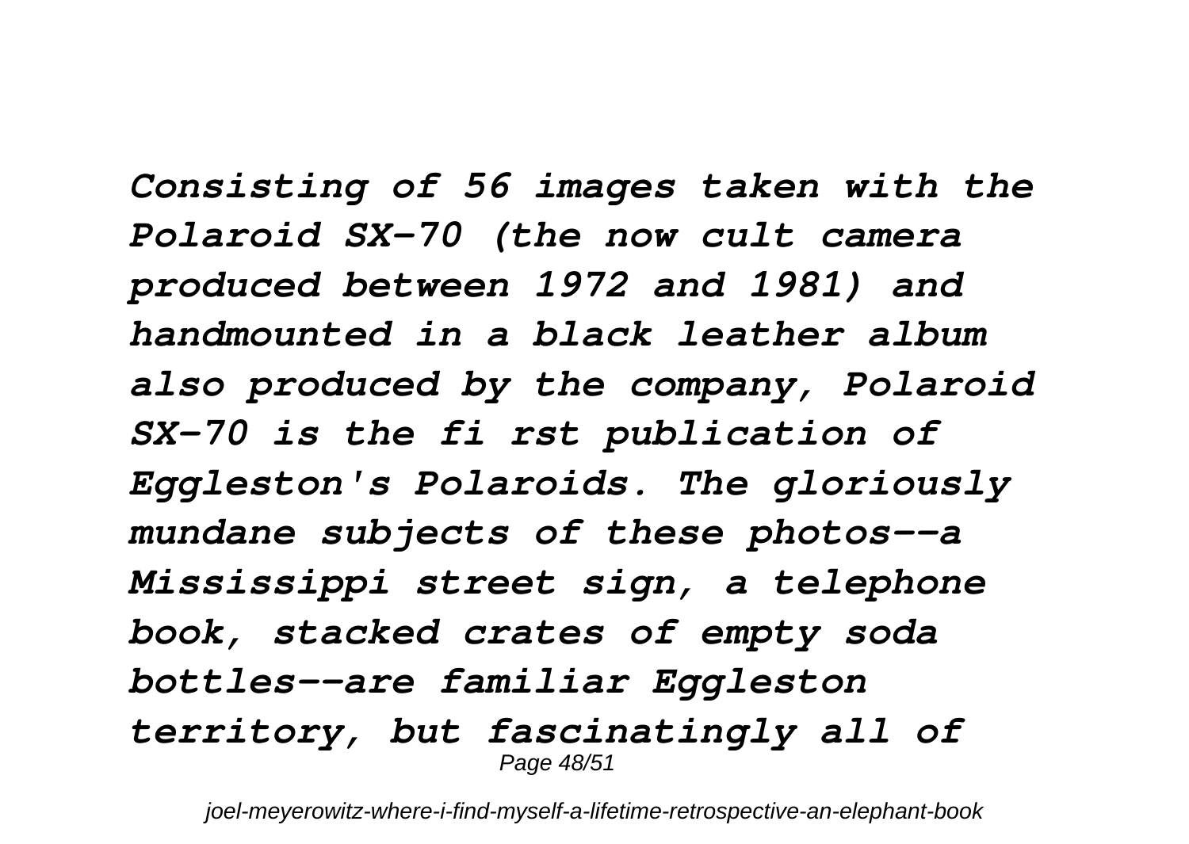*Consisting of 56 images taken with the Polaroid SX-70 (the now cult camera produced between 1972 and 1981) and handmounted in a black leather album also produced by the company, Polaroid SX-70 is the fi rst publication of Eggleston's Polaroids. The gloriously mundane subjects of these photos--a Mississippi street sign, a telephone book, stacked crates of empty soda bottles--are familiar Eggleston territory, but fascinatingly all of*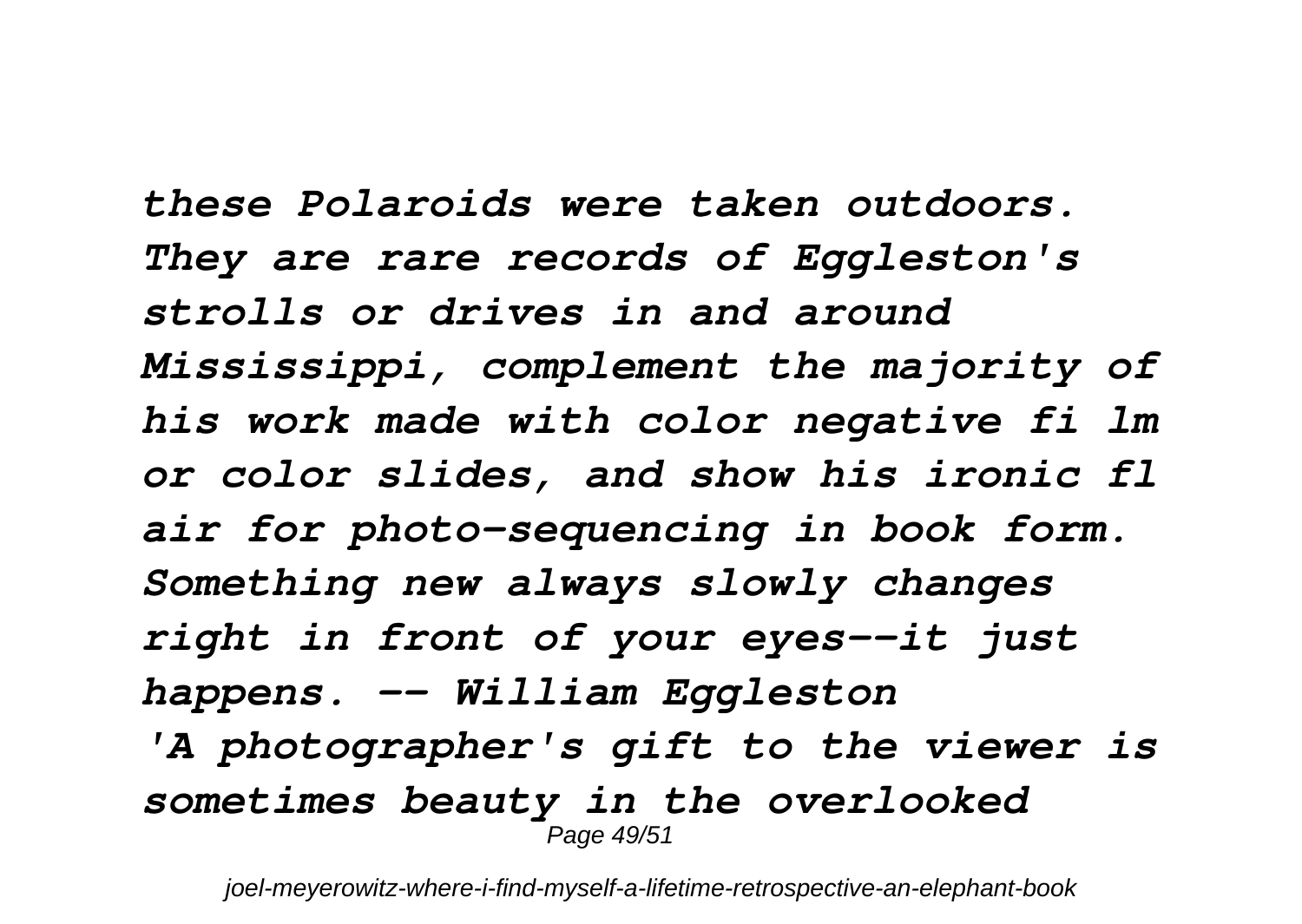*these Polaroids were taken outdoors. They are rare records of Eggleston's strolls or drives in and around Mississippi, complement the majority of his work made with color negative fi lm or color slides, and show his ironic fl air for photo-sequencing in book form. Something new always slowly changes right in front of your eyes--it just happens. -- William Eggleston*

*'A photographer's gift to the viewer is sometimes beauty in the overlooked*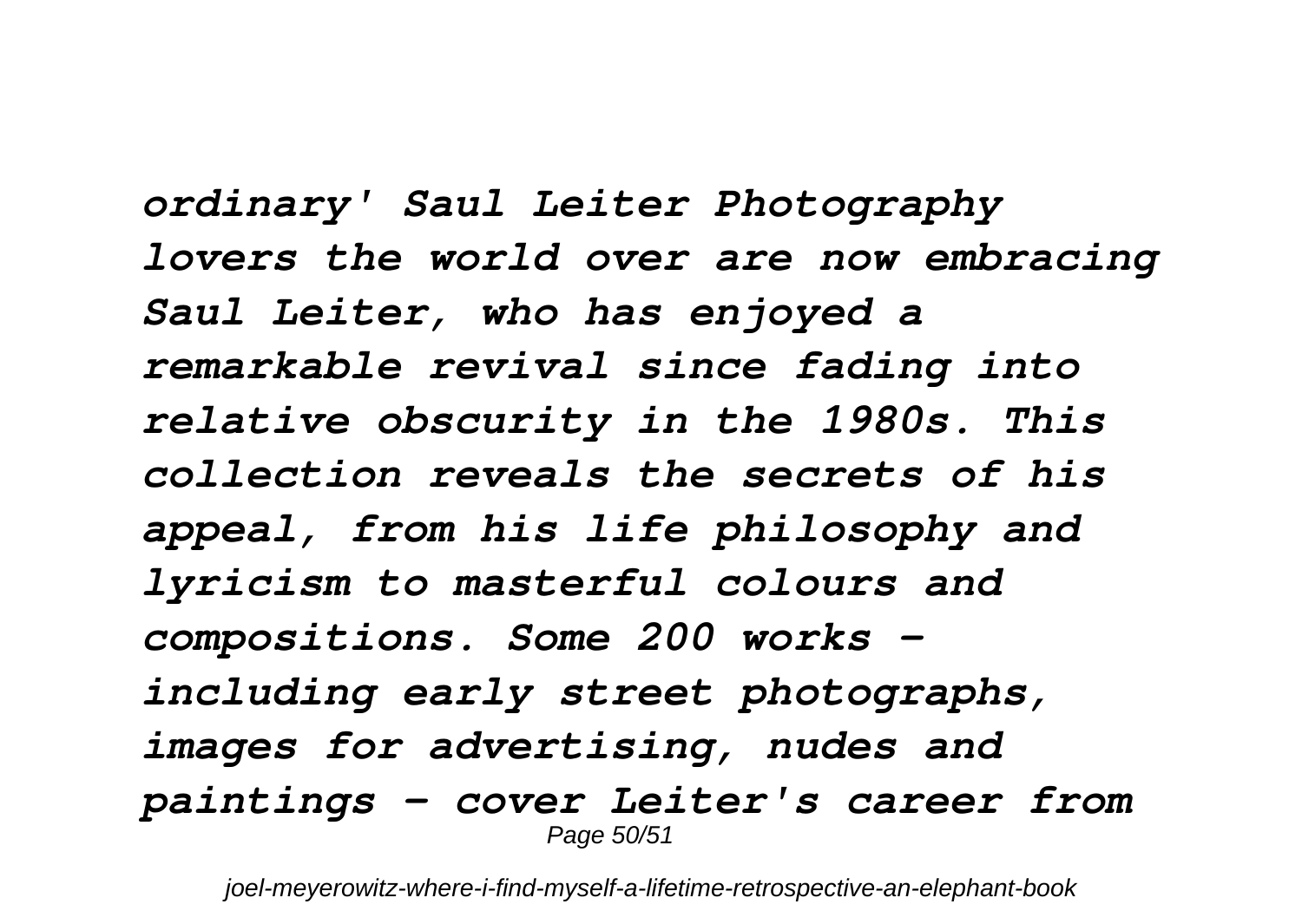*ordinary' Saul Leiter Photography lovers the world over are now embracing Saul Leiter, who has enjoyed a remarkable revival since fading into relative obscurity in the 1980s. This collection reveals the secrets of his appeal, from his life philosophy and lyricism to masterful colours and compositions. Some 200 works - including early street photographs, images for advertising, nudes and paintings - cover Leiter's career from*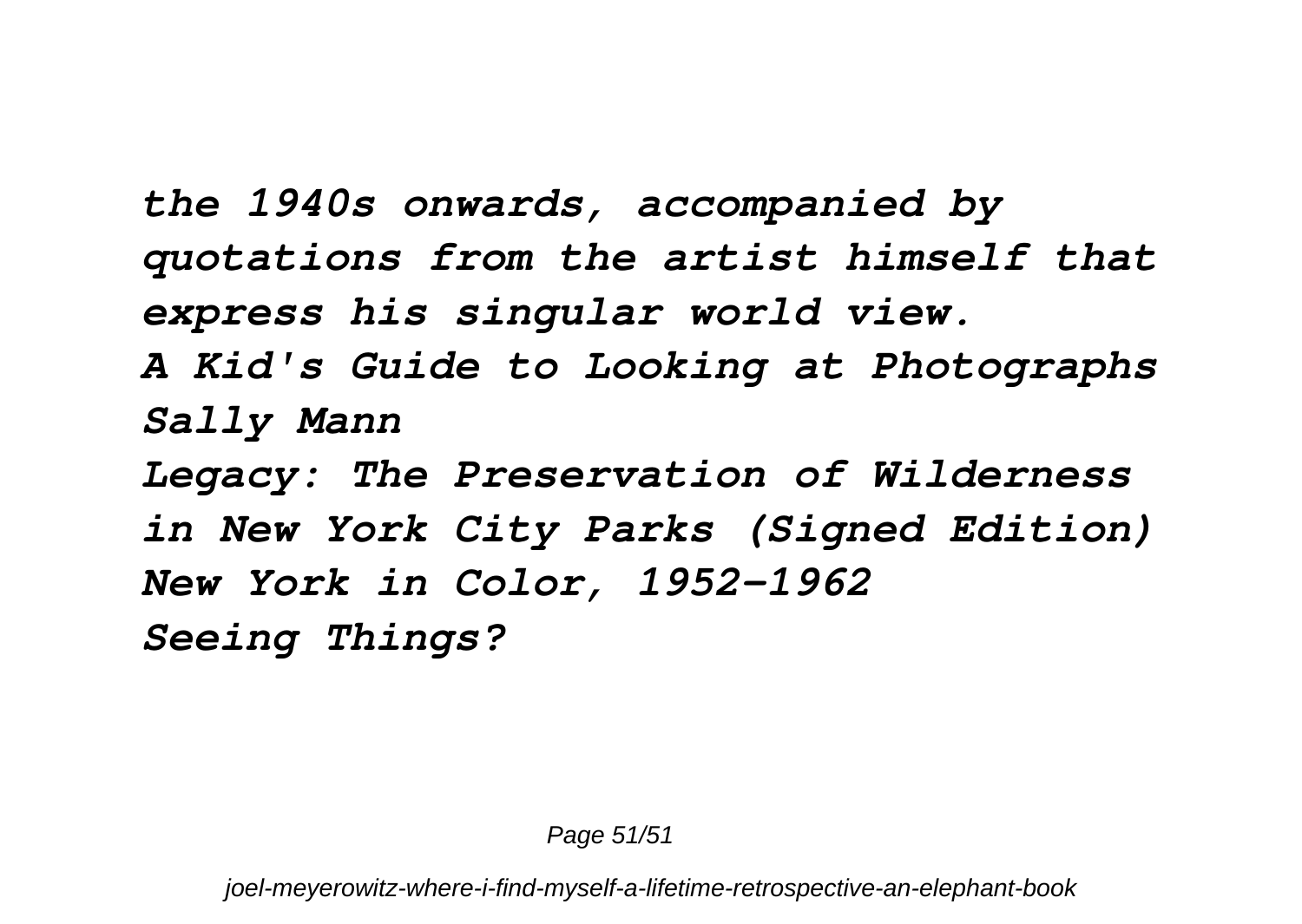*the 1940s onwards, accompanied by quotations from the artist himself that express his singular world view.*

*A Kid's Guide to Looking at Photographs*

*Sally Mann*

*Legacy: The Preservation of Wilderness in New York City Parks (Signed Edition)*

*New York in Color, 1952-1962*

*Seeing Things?*